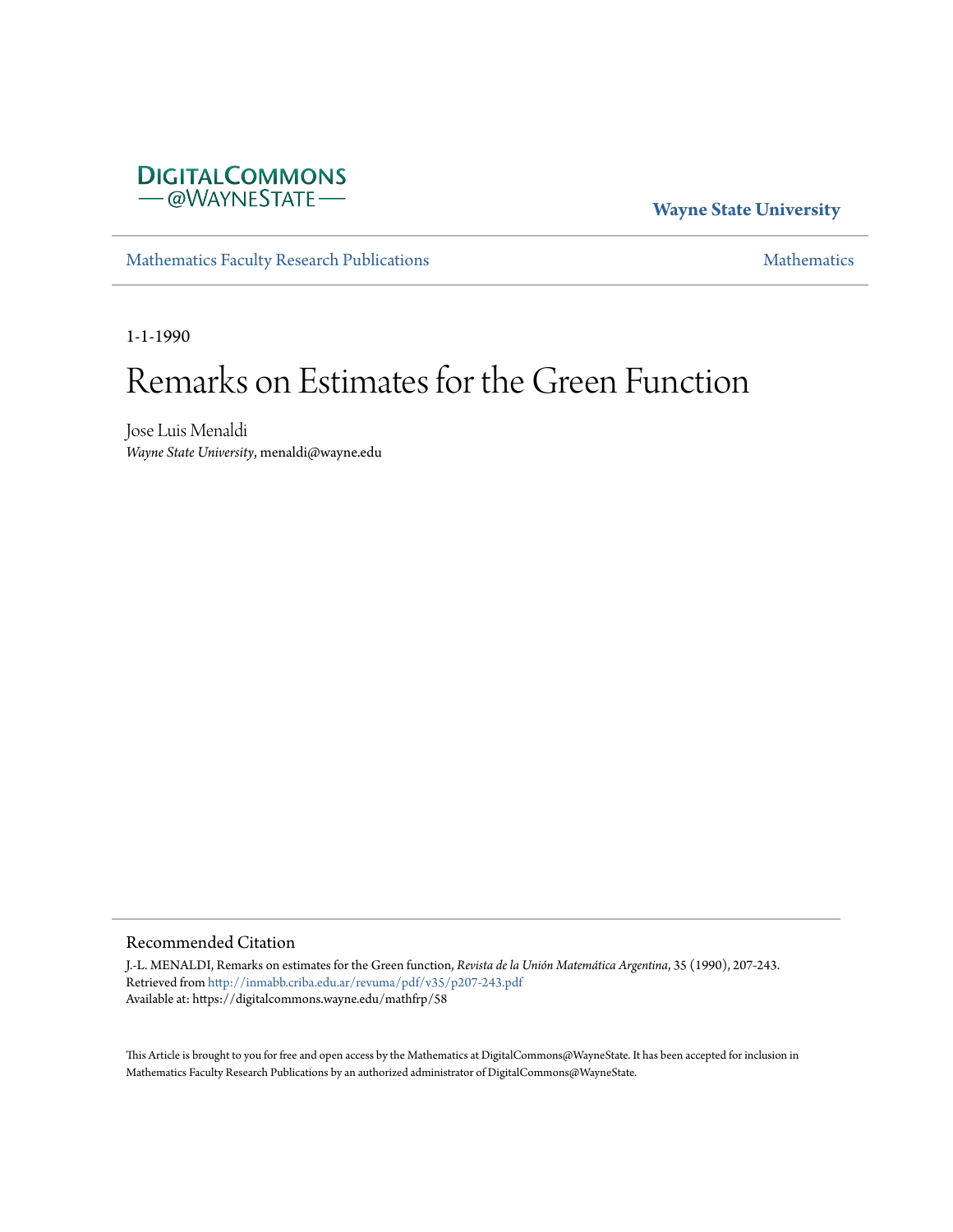DigitalCommons@WayneState

Wayne State University

Mathematics Faculty Research Publications

Mathematics

1-1-1990

# Remarks on Estimates for the Green Function

Jose Luis Menaldi
*Wayne State University*, menaldi@wayne.edu

## Recommended Citation

J.-L. MENALDI, Remarks on estimates for the Green function, *Revista de la Unión Matemática Argentina*, 35 (1990), 207-243.
Retrieved from http://inmabb.criba.edu.ar/revuma/pdf/v35/p207-243.pdf
Available at: https://digitalcommons.wayne.edu/mathfrp/58

This Article is brought to you for free and open access by the Mathematics at DigitalCommons@WayneState. It has been accepted for inclusion in Mathematics Faculty Research Publications by an authorized administrator of DigitalCommons@WayneState.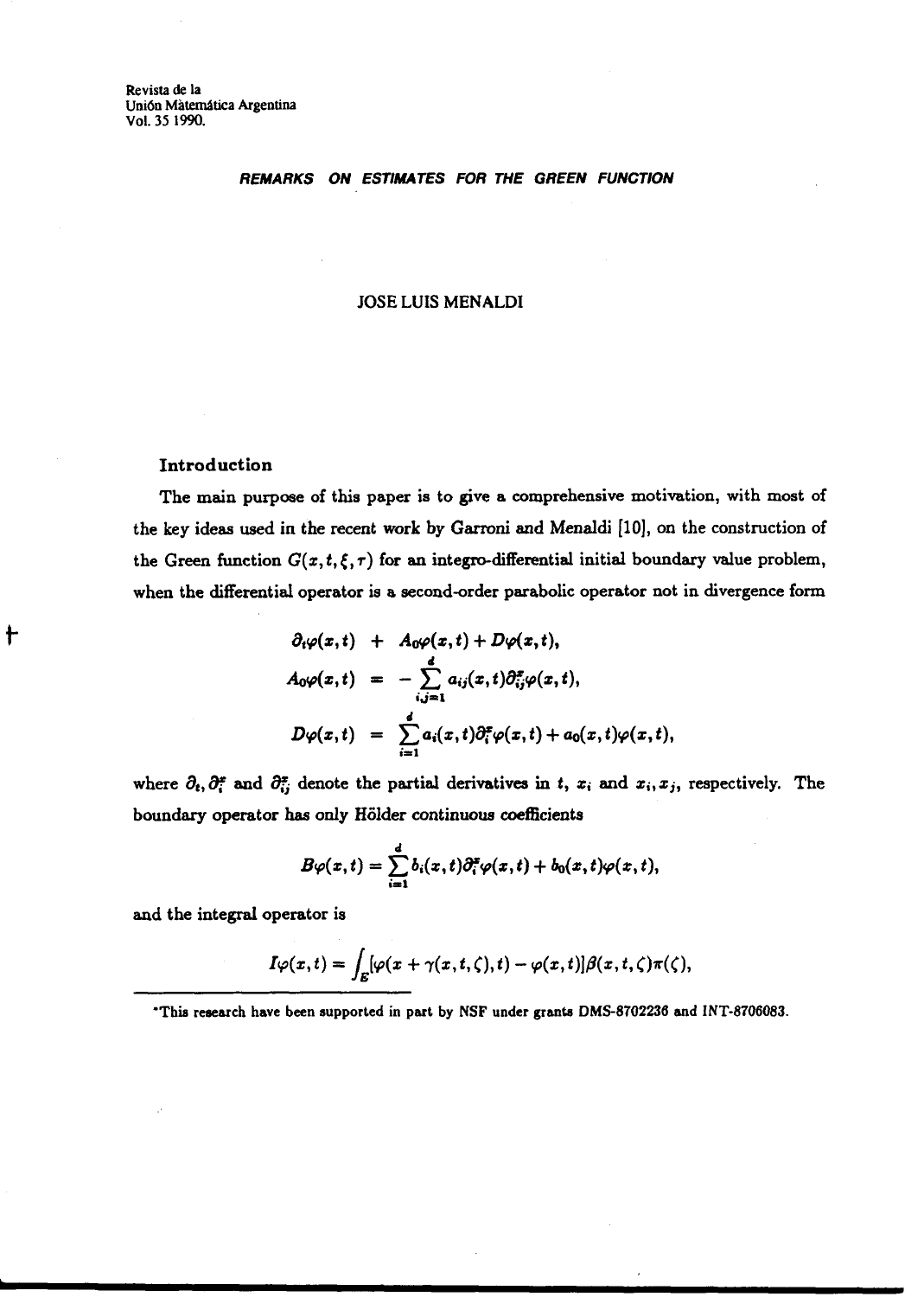Revista de la
Unión Màtemática Argentina
Vol. 35 1990.

# REMARKS ON ESTIMATES FOR THE GREEN FUNCTION

JOSE LUIS MENALDI

## Introduction

The main purpose of this paper is to give a comprehensive motivation, with most of the key ideas used in the recent work by Garroni and Menaldi [10], on the construction of the Green function $G(x,t,\xi,\tau)$ for an integro-differential initial boundary value problem, when the differential operator is a second-order parabolic operator not in divergence form

$$
\begin{aligned}
\partial_t\varphi(x,t) &+ A_0\varphi(x,t) + D\varphi(x,t), \\
A_0\varphi(x,t) &= -\sum_{i,j=1}^{d} a_{ij}(x,t)\partial_{ij}^{x}\varphi(x,t), \\
D\varphi(x,t) &= \sum_{i=1}^{d} a_i(x,t)\partial_i^{x}\varphi(x,t) + a_0(x,t)\varphi(x,t),
\end{aligned}
$$

where $\partial_t, \partial_i^x$ and $\partial_{ij}^x$ denote the partial derivatives in $t$, $x_i$ and $x_i, x_j$, respectively. The boundary operator has only Hölder continuous coefficients

$$
B\varphi(x,t) = \sum_{i=1}^{d} b_i(x,t)\partial_i^{x}\varphi(x,t) + b_0(x,t)\varphi(x,t),
$$

and the integral operator is

$$
I\varphi(x,t) = \int_E [\varphi(x+\gamma(x,t,\zeta),t) - \varphi(x,t)]\beta(x,t,\zeta)\pi(\zeta),
$$

*This research have been supported in part by NSF under grants DMS-8702236 and INT-8706083.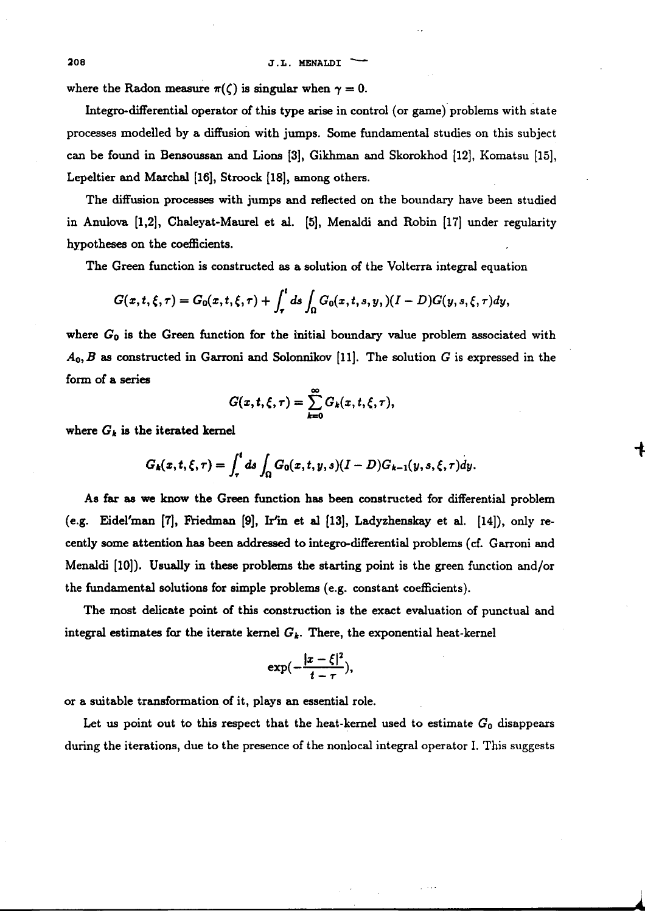where the Radon measure $\pi(\zeta)$ is singular when $\gamma = 0$.

Integro-differential operator of this type arise in control (or game) problems with state processes modelled by a diffusion with jumps. Some fundamental studies on this subject can be found in Bensoussan and Lions [3], Gikhman and Skorokhod [12], Komatsu [15], Lepeltier and Marchal [16], Stroock [18], among others.

The diffusion processes with jumps and reflected on the boundary have been studied in Anulova [1,2], Chaleyat-Maurel et al. [5], Menaldi and Robin [17] under regularity hypotheses on the coefficients.

The Green function is constructed as a solution of the Volterra integral equation

$$G(x,t,\xi,\tau) = G_0(x,t,\xi,\tau) + \int_\tau^t ds \int_\Omega G_0(x,t,s,y,)(I-D)G(y,s,\xi,\tau)dy,$$

where $G_0$ is the Green function for the initial boundary value problem associated with $A_0, B$ as constructed in Garroni and Solonnikov [11]. The solution $G$ is expressed in the form of a series

$$G(x,t,\xi,\tau) = \sum_{k=0}^{\infty} G_k(x,t,\xi,\tau),$$

where $G_k$ is the iterated kernel

$$G_k(x,t,\xi,\tau) = \int_\tau^t ds \int_\Omega G_0(x,t,y,s)(I-D)G_{k-1}(y,s,\xi,\tau)dy.$$

As far as we know the Green function has been constructed for differential problem (e.g. Eidel'man [7], Friedman [9], Ir'in et al [13], Ladyzhenskay et al. [14]), only recently some attention has been addressed to integro-differential problems (cf. Garroni and Menaldi [10]). Usually in these problems the starting point is the green function and/or the fundamental solutions for simple problems (e.g. constant coefficients).

The most delicate point of this construction is the exact evaluation of punctual and integral estimates for the iterate kernel $G_k$. There, the exponential heat-kernel

$$\exp(-\frac{|x-\xi|^2}{t-\tau}),$$

or a suitable transformation of it, plays an essential role.

Let us point out to this respect that the heat-kernel used to estimate $G_0$ disappears during the iterations, due to the presence of the nonlocal integral operator I. This suggests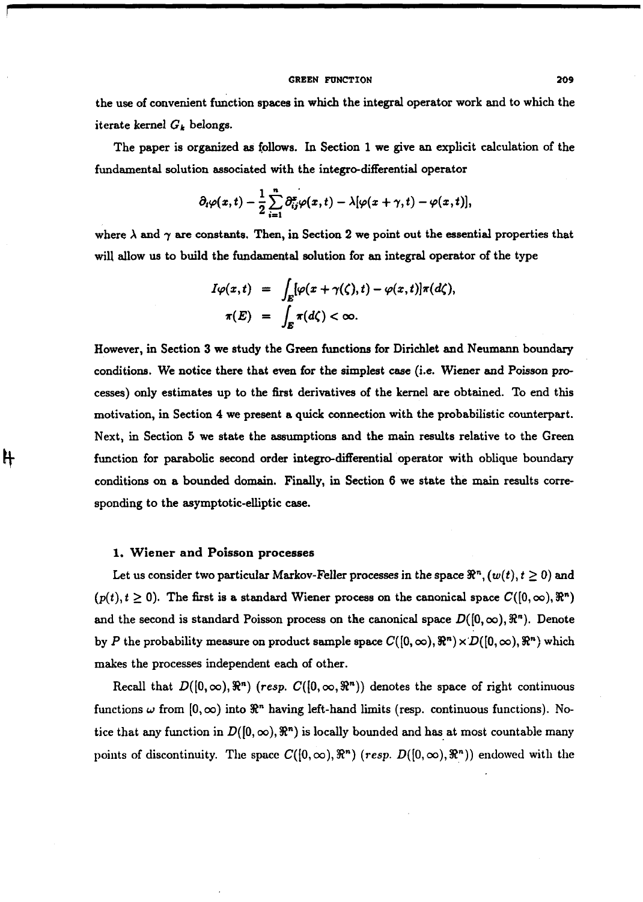the use of convenient function spaces in which the integral operator work and to which the iterate kernel $G_k$ belongs.

The paper is organized as follows. In Section 1 we give an explicit calculation of the fundamental solution associated with the integro-differential operator

$$\partial_t \varphi(x,t) - \frac{1}{2}\sum_{i=1}^{n} \partial_{ij}^{x} \varphi(x,t) - \lambda[\varphi(x+\gamma,t) - \varphi(x,t)],$$

where $\lambda$ and $\gamma$ are constants. Then, in Section 2 we point out the essential properties that will allow us to build the fundamental solution for an integral operator of the type

$$\begin{aligned} I\varphi(x,t) &= \int_E [\varphi(x+\gamma(\zeta),t) - \varphi(x,t)]\pi(d\zeta), \\ \pi(E) &= \int_E \pi(d\zeta) < \infty. \end{aligned}$$

However, in Section 3 we study the Green functions for Dirichlet and Neumann boundary conditions. We notice there that even for the simplest case (i.e. Wiener and Poisson processes) only estimates up to the first derivatives of the kernel are obtained. To end this motivation, in Section 4 we present a quick connection with the probabilistic counterpart. Next, in Section 5 we state the assumptions and the main results relative to the Green function for parabolic second order integro-differential operator with oblique boundary conditions on a bounded domain. Finally, in Section 6 we state the main results corresponding to the asymptotic-elliptic case.

## 1. Wiener and Poisson processes

Let us consider two particular Markov-Feller processes in the space $\Re^n$, $(w(t), t \geq 0)$ and $(p(t), t \geq 0)$. The first is a standard Wiener process on the canonical space $C([0,\infty),\Re^n)$ and the second is standard Poisson process on the canonical space $D([0,\infty),\Re^n)$. Denote by $P$ the probability measure on product sample space $C([0,\infty),\Re^n) \times D([0,\infty),\Re^n)$ which makes the processes independent each of other.

Recall that $D([0,\infty),\Re^n)$ (*resp.* $C([0,\infty,\Re^n))$ denotes the space of right continuous functions $\omega$ from $[0,\infty)$ into $\Re^n$ having left-hand limits (resp. continuous functions). Notice that any function in $D([0,\infty),\Re^n)$ is locally bounded and has at most countable many points of discontinuity. The space $C([0,\infty),\Re^n)$ (*resp.* $D([0,\infty),\Re^n)$) endowed with the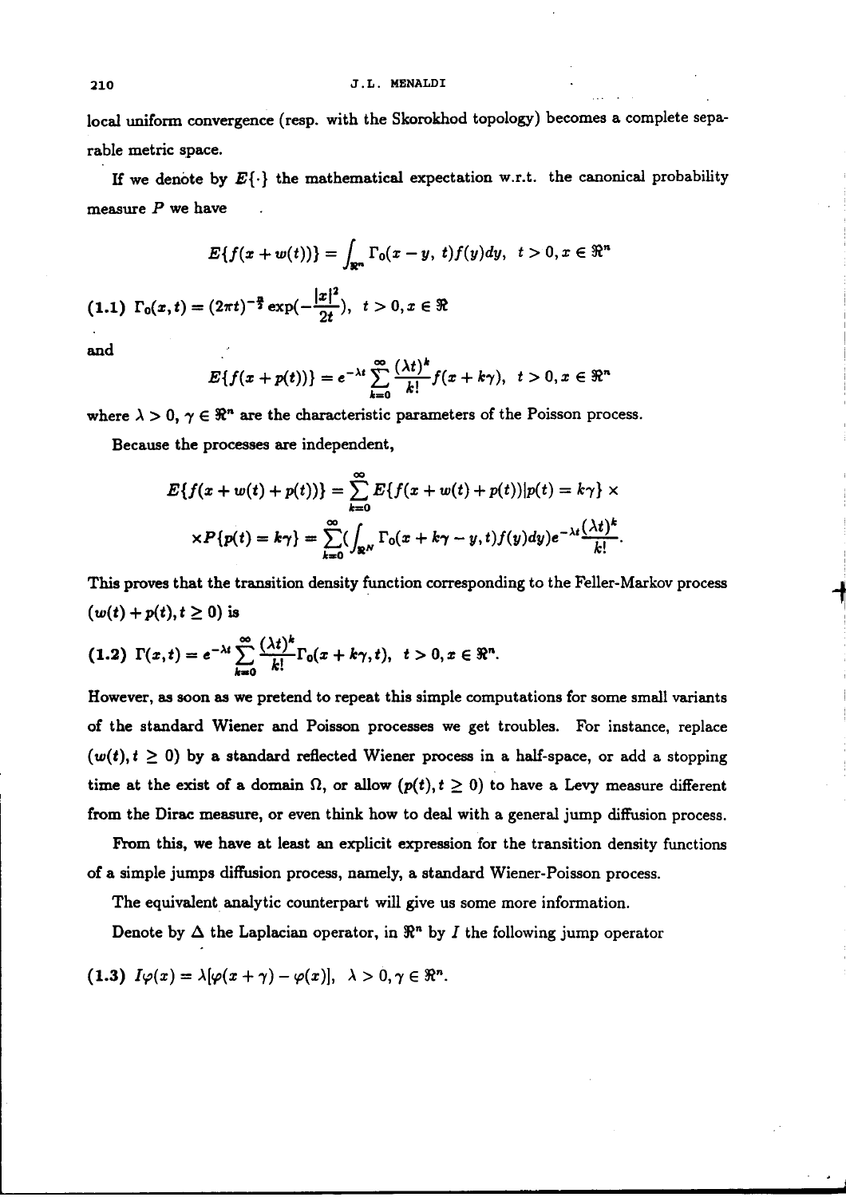local uniform convergence (resp. with the Skorokhod topology) becomes a complete separable metric space.

If we denote by $E\{\cdot\}$ the mathematical expectation w.r.t. the canonical probability measure $P$ we have

$$E\{f(x+w(t))\} = \int_{\Re^n} \Gamma_0(x-y,\ t) f(y) dy, \quad t > 0, x \in \Re^n$$

**(1.1)** $\Gamma_0(x,t) = (2\pi t)^{-\frac{n}{2}} \exp(-\frac{|x|^2}{2t}), \quad t > 0, x \in \Re$

and

$$E\{f(x+p(t))\} = e^{-\lambda t} \sum_{k=0}^{\infty} \frac{(\lambda t)^k}{k!} f(x+k\gamma), \quad t > 0, x \in \Re^n$$

where $\lambda > 0$, $\gamma \in \Re^n$ are the characteristic parameters of the Poisson process.

Because the processes are independent,

$$E\{f(x+w(t)+p(t))\} = \sum_{k=0}^{\infty} E\{f(x+w(t)+p(t)) | p(t) = k\gamma\} \times$$

$$\times P\{p(t) = k\gamma\} = \sum_{k=0}^{\infty} \left(\int_{\Re^N} \Gamma_0(x+k\gamma - y, t) f(y) dy\right) e^{-\lambda t} \frac{(\lambda t)^k}{k!}.$$

This proves that the transition density function corresponding to the Feller-Markov process $(w(t)+p(t), t \geq 0)$ is

**(1.2)** $\Gamma(x,t) = e^{-\lambda t} \sum_{k=0}^{\infty} \frac{(\lambda t)^k}{k!} \Gamma_0(x+k\gamma, t), \quad t > 0, x \in \Re^n.$

However, as soon as we pretend to repeat this simple computations for some small variants of the standard Wiener and Poisson processes we get troubles. For instance, replace $(w(t), t \geq 0)$ by a standard reflected Wiener process in a half-space, or add a stopping time at the exist of a domain $\Omega$, or allow $(p(t), t \geq 0)$ to have a Levy measure different from the Dirac measure, or even think how to deal with a general jump diffusion process.

From this, we have at least an explicit expression for the transition density functions of a simple jumps diffusion process, namely, a standard Wiener-Poisson process.

The equivalent analytic counterpart will give us some more information.

Denote by $\Delta$ the Laplacian operator, in $\Re^n$ by $I$ the following jump operator

**(1.3)** $I\varphi(x) = \lambda[\varphi(x+\gamma) - \varphi(x)], \quad \lambda > 0, \gamma \in \Re^n.$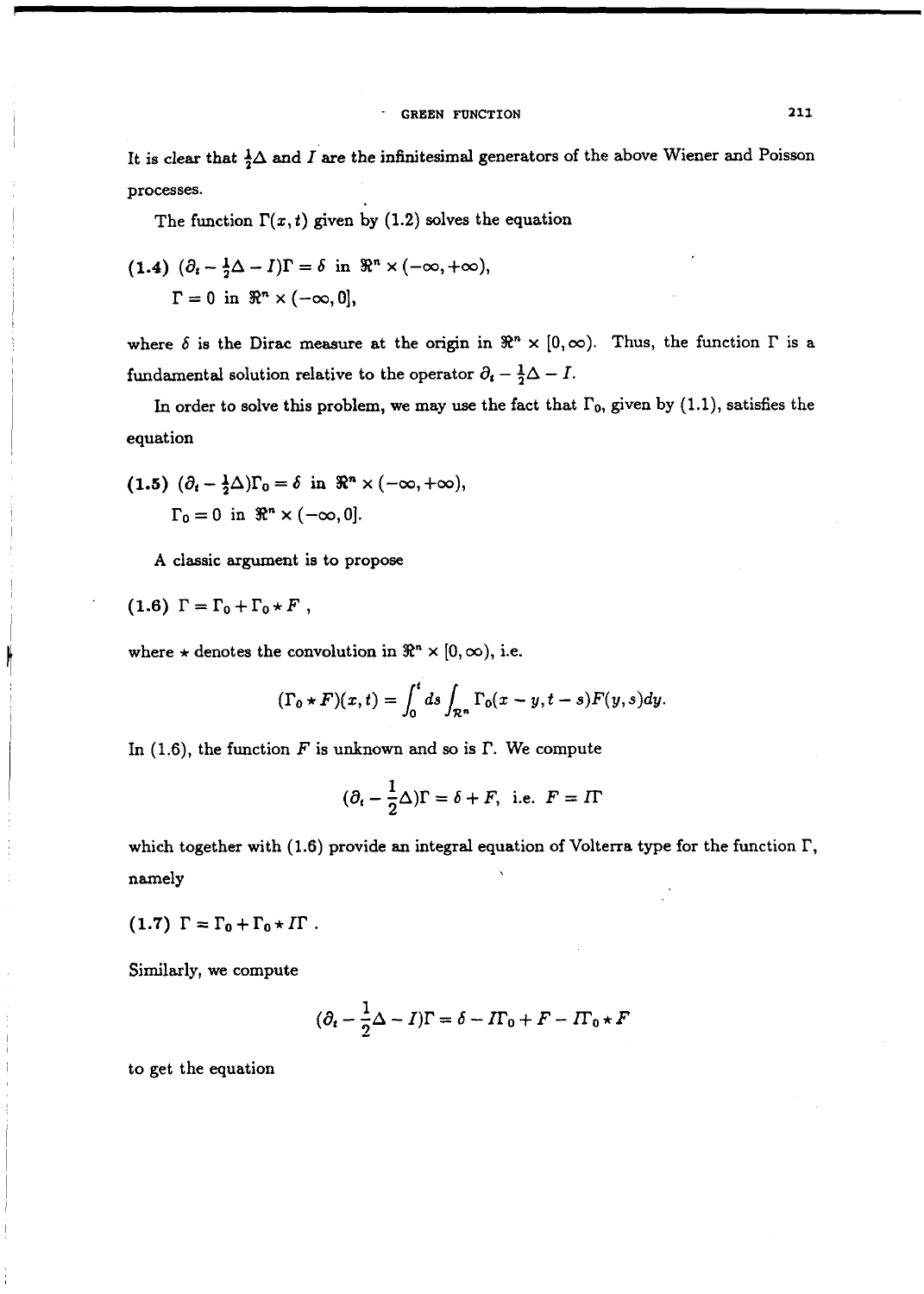It is clear that $\frac{1}{2}\Delta$ and $I$ are the infinitesimal generators of the above Wiener and Poisson processes.

The function $\Gamma(x,t)$ given by (1.2) solves the equation

**(1.4)** $(\partial_t - \frac{1}{2}\Delta - I)\Gamma = \delta$ in $\Re^n \times (-\infty, +\infty)$,

$\Gamma = 0$ in $\Re^n \times (-\infty, 0]$,

where $\delta$ is the Dirac measure at the origin in $\Re^n \times [0,\infty)$. Thus, the function $\Gamma$ is a fundamental solution relative to the operator $\partial_t - \frac{1}{2}\Delta - I$.

In order to solve this problem, we may use the fact that $\Gamma_0$, given by (1.1), satisfies the equation

**(1.5)** $(\partial_t - \frac{1}{2}\Delta)\Gamma_0 = \delta$ in $\Re^n \times (-\infty, +\infty)$,

$\Gamma_0 = 0$ in $\Re^n \times (-\infty, 0]$.

A classic argument is to propose

**(1.6)** $\Gamma = \Gamma_0 + \Gamma_0 \star F$ ,

where $\star$ denotes the convolution in $\Re^n \times [0,\infty)$, i.e.

$$(\Gamma_0 \star F)(x,t) = \int_0^t ds \int_{\Re^n} \Gamma_0(x-y, t-s) F(y,s) dy.$$

In (1.6), the function $F$ is unknown and so is $\Gamma$. We compute

$$(\partial_t - \frac{1}{2}\Delta)\Gamma = \delta + F, \text{ i.e. } F = I\Gamma$$

which together with (1.6) provide an integral equation of Volterra type for the function $\Gamma$, namely

**(1.7)** $\Gamma = \Gamma_0 + \Gamma_0 \star I\Gamma$ .

Similarly, we compute

$$(\partial_t - \frac{1}{2}\Delta - I)\Gamma = \delta - I\Gamma_0 + F - I\Gamma_0 \star F$$

to get the equation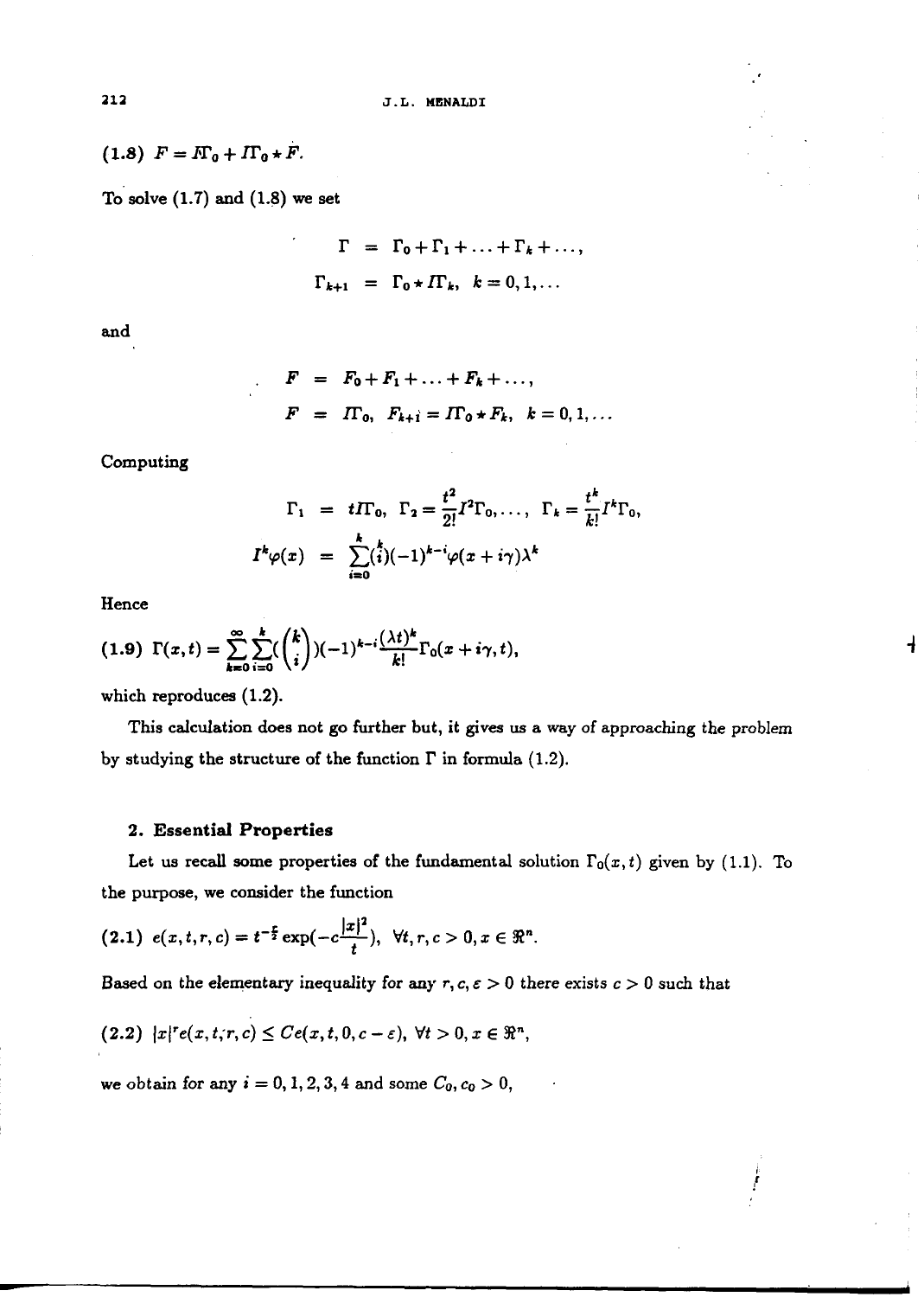(1.8) $F = I\Gamma_0 + I\Gamma_0 \star \dot{F}$.

To solve (1.7) and (1.8) we set

$$\Gamma = \Gamma_0 + \Gamma_1 + \ldots + \Gamma_k + \ldots,$$
$$\Gamma_{k+1} = \Gamma_0 \star I\Gamma_k, \quad k = 0, 1, \ldots$$

and

$$F = F_0 + F_1 + \ldots + F_k + \ldots,$$
$$F = I\Gamma_0, \quad F_{k+i} = I\Gamma_0 \star F_k, \quad k = 0, 1, \ldots$$

Computing

$$\Gamma_1 = tI\Gamma_0, \quad \Gamma_2 = \frac{t^2}{2!} I^2 \Gamma_0, \ldots, \quad \Gamma_k = \frac{t^k}{k!} I^k \Gamma_0,$$
$$I^k \varphi(x) = \sum_{i=0}^{k} \binom{k}{i} (-1)^{k-i} \varphi(x + i\gamma) \lambda^k$$

Hence

(1.9) $$\Gamma(x,t) = \sum_{k=0}^{\infty} \sum_{i=0}^{k} \binom{k}{i} (-1)^{k-i} \frac{(\lambda t)^k}{k!} \Gamma_0(x + i\gamma, t),$$

which reproduces (1.2).

This calculation does not go further but, it gives us a way of approaching the problem by studying the structure of the function $\Gamma$ in formula (1.2).

## 2. Essential Properties

Let us recall some properties of the fundamental solution $\Gamma_0(x,t)$ given by (1.1). To the purpose, we consider the function

(2.1) $$e(x,t,r,c) = t^{-\frac{r}{2}} \exp(-c\frac{|x|^2}{t}), \quad \forall t, r, c > 0, x \in \Re^n.$$

Based on the elementary inequality for any $r, c, \varepsilon > 0$ there exists $c > 0$ such that

(2.2) $$|x|^r e(x,t,r,c) \leq Ce(x,t,0,c-\varepsilon), \quad \forall t > 0, x \in \Re^n,$$

we obtain for any $i = 0, 1, 2, 3, 4$ and some $C_0, c_0 > 0$,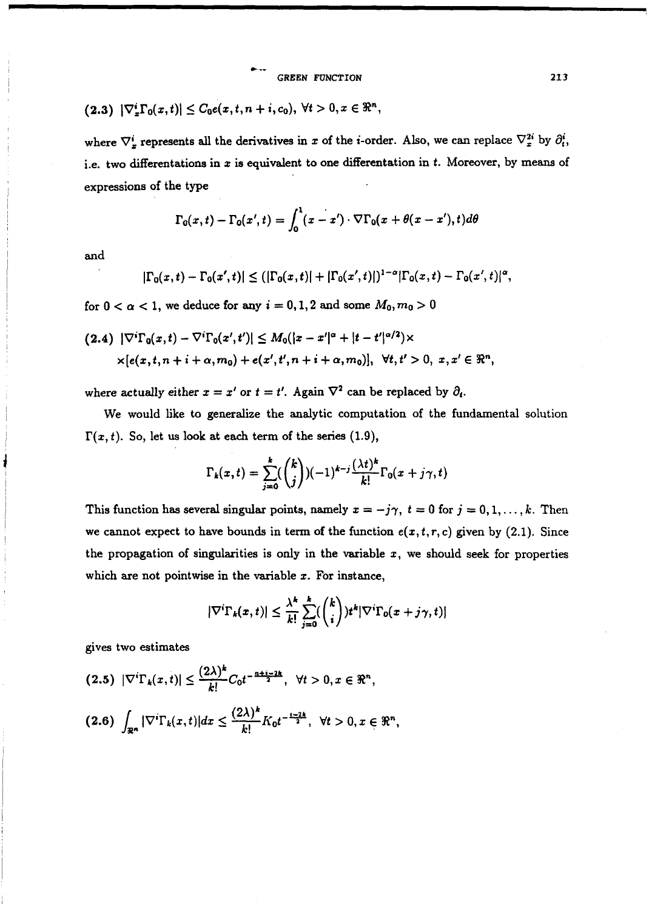(2.3) $|\nabla_x^i \Gamma_0(x,t)| \le C_0 e(x,t,n+i,c_0), \ \forall t > 0, x \in \Re^n,$

where $\nabla_x^i$ represents all the derivatives in $x$ of the $i$-order. Also, we can replace $\nabla_x^{2i}$ by $\partial_t^i$, i.e. two differentations in $x$ is equivalent to one differentation in $t$. Moreover, by means of expressions of the type

$$\Gamma_0(x,t) - \Gamma_0(x',t) = \int_0^1 (x-x') \cdot \nabla \Gamma_0(x + \theta(x-x'),t) d\theta$$

and

$$|\Gamma_0(x,t) - \Gamma_0(x',t)| \le (|\Gamma_0(x,t)| + |\Gamma_0(x',t)|)^{1-\alpha} |\Gamma_0(x,t) - \Gamma_0(x',t)|^\alpha,$$

for $0 < \alpha < 1$, we deduce for any $i = 0,1,2$ and some $M_0, m_0 > 0$

(2.4) $|\nabla^i \Gamma_0(x,t) - \nabla^i \Gamma_0(x',t')| \le M_0(|x-x'|^\alpha + |t-t'|^{\alpha/2}) \times$
$\times [e(x,t,n+i+\alpha,m_0) + e(x',t',n+i+\alpha,m_0)], \ \forall t,t' > 0, \ x,x' \in \Re^n,$

where actually either $x = x'$ or $t = t'$. Again $\nabla^2$ can be replaced by $\partial_t$.

We would like to generalize the analytic computation of the fundamental solution $\Gamma(x,t)$. So, let us look at each term of the series (1.9),

$$\Gamma_k(x,t) = \sum_{j=0}^{k} \binom{k}{j} (-1)^{k-j} \frac{(\lambda t)^k}{k!} \Gamma_0(x + j\gamma, t)$$

This function has several singular points, namely $x = -j\gamma$, $t = 0$ for $j = 0,1,\ldots,k$. Then we cannot expect to have bounds in term of the function $e(x,t,r,c)$ given by (2.1). Since the propagation of singularities is only in the variable $x$, we should seek for properties which are not pointwise in the variable $x$. For instance,

$$|\nabla^i \Gamma_k(x,t)| \le \frac{\lambda^k}{k!} \sum_{j=0}^{k} \binom{k}{i} t^k |\nabla^i \Gamma_0(x + j\gamma, t)|$$

gives two estimates

(2.5) $|\nabla^i \Gamma_k(x,t)| \le \frac{(2\lambda)^k}{k!} C_0 t^{-\frac{n+i-2k}{2}}, \ \forall t > 0, x \in \Re^n,$

(2.6) $\int_{\Re^n} |\nabla^i \Gamma_k(x,t)| dx \le \frac{(2\lambda)^k}{k!} K_0 t^{-\frac{i-2k}{2}}, \ \forall t > 0, x \in \Re^n,$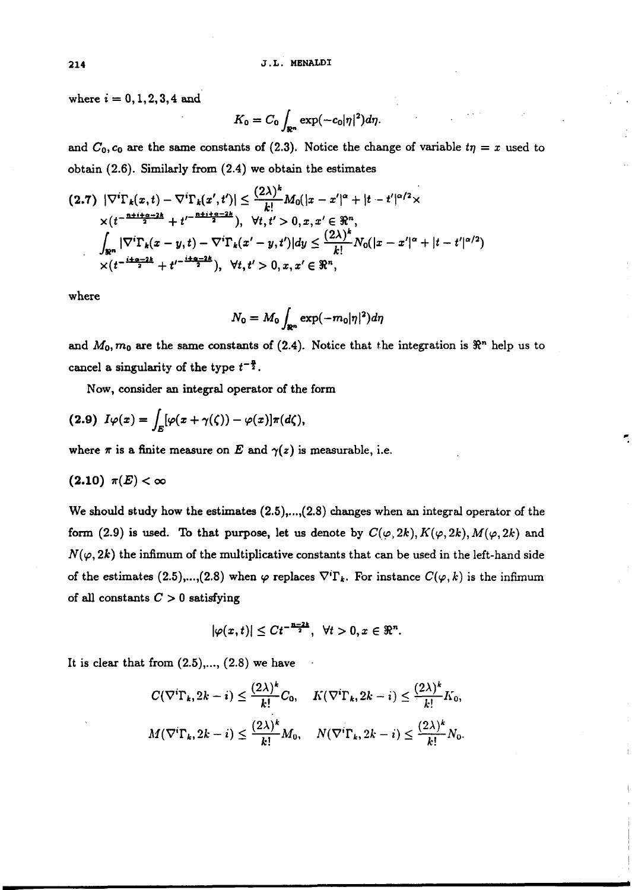where $i = 0,1,2,3,4$ and

$$K_0 = C_0 \int_{\Re^n} \exp(-c_0|\eta|^2)d\eta.$$

and $C_0, c_0$ are the same constants of (2.3). Notice the change of variable $t\eta = x$ used to obtain (2.6). Similarly from (2.4) we obtain the estimates

$$\textbf{(2.7)}\quad |\nabla^i\Gamma_k(x,t) - \nabla^i\Gamma_k(x',t')| \leq \frac{(2\lambda)^k}{k!} M_0(|x-x'|^\alpha + |t-t'|^{\alpha/2} \times$$
$$\times (t^{-\frac{n+i+\alpha-2k}{2}} + t'^{-\frac{n+i+\alpha-2k}{2}}), \quad \forall t,t' > 0, x,x' \in \Re^n,$$

$$\int_{\Re^n} |\nabla^i\Gamma_k(x-y,t) - \nabla^i\Gamma_k(x'-y,t')|dy \leq \frac{(2\lambda)^k}{k!} N_0(|x-x'|^\alpha + |t-t'|^{\alpha/2})$$
$$\times (t^{-\frac{i+\alpha-2k}{2}} + t'^{-\frac{i+\alpha-2k}{2}}), \quad \forall t,t' > 0, x,x' \in \Re^n,$$

where

$$N_0 = M_0 \int_{\Re^n} \exp(-m_0|\eta|^2)d\eta$$

and $M_0, m_0$ are the same constants of (2.4). Notice that the integration is $\Re^n$ help us to cancel a singularity of the type $t^{-\frac{n}{2}}$.

Now, consider an integral operator of the form

$$\textbf{(2.9)}\quad I\varphi(x) = \int_E [\varphi(x+\gamma(\zeta)) - \varphi(x)]\pi(d\zeta),$$

where $\pi$ is a finite measure on $E$ and $\gamma(z)$ is measurable, i.e.

$$\textbf{(2.10)}\quad \pi(E) < \infty$$

We should study how the estimates (2.5),...,(2.8) changes when an integral operator of the form (2.9) is used. To that purpose, let us denote by $C(\varphi,2k), K(\varphi,2k), M(\varphi,2k)$ and $N(\varphi,2k)$ the infimum of the multiplicative constants that can be used in the left-hand side of the estimates (2.5),...,(2.8) when $\varphi$ replaces $\nabla^i\Gamma_k$. For instance $C(\varphi,k)$ is the infimum of all constants $C > 0$ satisfying

$$|\varphi(x,t)| \leq Ct^{-\frac{n-2k}{2}}, \quad \forall t > 0, x \in \Re^n.$$

It is clear that from (2.5),..., (2.8) we have

$$C(\nabla^i\Gamma_k, 2k-i) \leq \frac{(2\lambda)^k}{k!}C_0, \quad K(\nabla^i\Gamma_k, 2k-i) \leq \frac{(2\lambda)^k}{k!}K_0,$$

$$M(\nabla^i\Gamma_k, 2k-i) \leq \frac{(2\lambda)^k}{k!}M_0, \quad N(\nabla^i\Gamma_k, 2k-i) \leq \frac{(2\lambda)^k}{k!}N_0.$$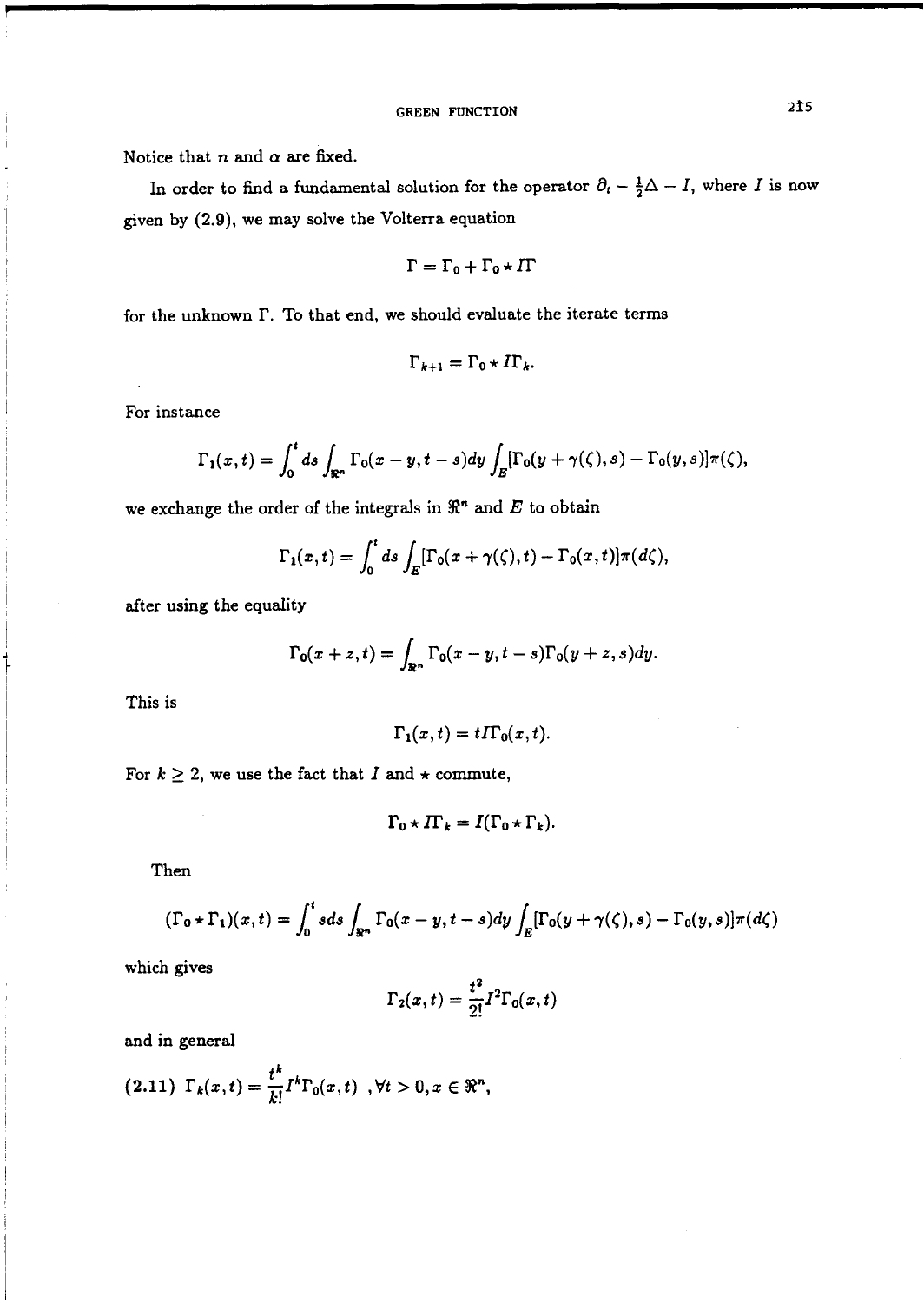Notice that $n$ and $\alpha$ are fixed.

In order to find a fundamental solution for the operator $\partial_t - \frac{1}{2}\Delta - I$, where $I$ is now given by (2.9), we may solve the Volterra equation

$$\Gamma = \Gamma_0 + \Gamma_0 \star I\Gamma$$

for the unknown $\Gamma$. To that end, we should evaluate the iterate terms

$$\Gamma_{k+1} = \Gamma_0 \star I\Gamma_k.$$

For instance

$$\Gamma_1(x,t) = \int_0^t ds \int_{\Re^n} \Gamma_0(x-y, t-s) dy \int_E [\Gamma_0(y+\gamma(\zeta), s) - \Gamma_0(y,s)]\pi(\zeta),$$

we exchange the order of the integrals in $\Re^n$ and $E$ to obtain

$$\Gamma_1(x,t) = \int_0^t ds \int_E [\Gamma_0(x+\gamma(\zeta),t) - \Gamma_0(x,t)]\pi(d\zeta),$$

after using the equality

$$\Gamma_0(x+z,t) = \int_{\Re^n} \Gamma_0(x-y,t-s)\Gamma_0(y+z,s)dy.$$

This is

$$\Gamma_1(x,t) = tI\Gamma_0(x,t).$$

For $k \geq 2$, we use the fact that $I$ and $\star$ commute,

$$\Gamma_0 \star I\Gamma_k = I(\Gamma_0 \star \Gamma_k).$$

Then

$$(\Gamma_0 \star \Gamma_1)(x,t) = \int_0^t s ds \int_{\Re^n} \Gamma_0(x-y,t-s)dy \int_E [\Gamma_0(y+\gamma(\zeta),s) - \Gamma_0(y,s)]\pi(d\zeta)$$

which gives

$$\Gamma_2(x,t) = \frac{t^2}{2!} I^2 \Gamma_0(x,t)$$

and in general

$$\text{(2.11)} \quad \Gamma_k(x,t) = \frac{t^k}{k!} I^k \Gamma_0(x,t) \quad , \forall t > 0, x \in \Re^n,$$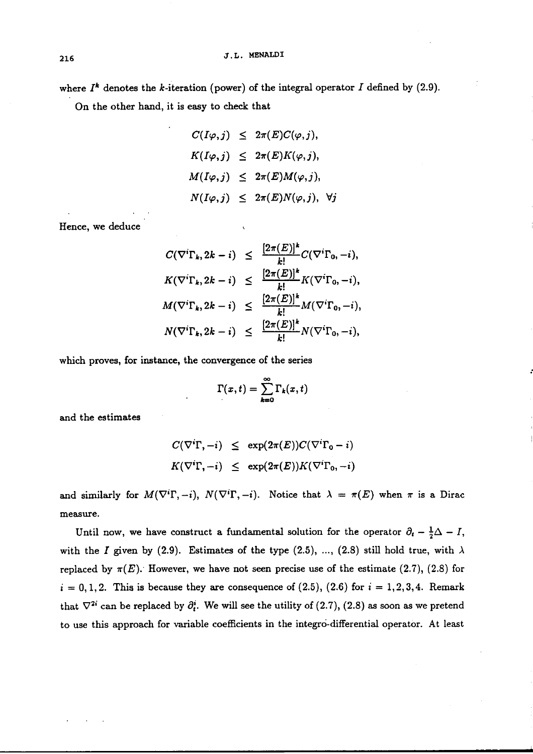where $I^k$ denotes the $k$-iteration (power) of the integral operator $I$ defined by (2.9).

On the other hand, it is easy to check that

$$
\begin{aligned}
C(I\varphi, j) &\leq 2\pi(E) C(\varphi, j), \\
K(I\varphi, j) &\leq 2\pi(E) K(\varphi, j), \\
M(I\varphi, j) &\leq 2\pi(E) M(\varphi, j), \\
N(I\varphi, j) &\leq 2\pi(E) N(\varphi, j), \ \forall j
\end{aligned}
$$

Hence, we deduce

$$
\begin{aligned}
C(\nabla^i \Gamma_k, 2k - i) &\leq \frac{[2\pi(E)]^k}{k!} C(\nabla^i \Gamma_0, -i), \\
K(\nabla^i \Gamma_k, 2k - i) &\leq \frac{[2\pi(E)]^k}{k!} K(\nabla^i \Gamma_0, -i), \\
M(\nabla^i \Gamma_k, 2k - i) &\leq \frac{[2\pi(E)]^k}{k!} M(\nabla^i \Gamma_0, -i), \\
N(\nabla^i \Gamma_k, 2k - i) &\leq \frac{[2\pi(E)]^k}{k!} N(\nabla^i \Gamma_0, -i),
\end{aligned}
$$

which proves, for instance, the convergence of the series

$$
\Gamma(x, t) = \sum_{k=0}^{\infty} \Gamma_k(x, t)
$$

and the estimates

$$
\begin{aligned}
C(\nabla^i \Gamma, -i) &\leq \exp(2\pi(E)) C(\nabla^i \Gamma_0 - i) \\
K(\nabla^i \Gamma, -i) &\leq \exp(2\pi(E)) K(\nabla^i \Gamma_0, -i)
\end{aligned}
$$

and similarly for $M(\nabla^i \Gamma, -i)$, $N(\nabla^i \Gamma, -i)$. Notice that $\lambda = \pi(E)$ when $\pi$ is a Dirac measure.

Until now, we have construct a fundamental solution for the operator $\partial_t - \frac{1}{2}\Delta - I$, with the $I$ given by (2.9). Estimates of the type (2.5), ..., (2.8) still hold true, with $\lambda$ replaced by $\pi(E)$. However, we have not seen precise use of the estimate (2.7), (2.8) for $i = 0, 1, 2$. This is because they are consequence of (2.5), (2.6) for $i = 1, 2, 3, 4$. Remark that $\nabla^{2i}$ can be replaced by $\partial_t^i$. We will see the utility of (2.7), (2.8) as soon as we pretend to use this approach for variable coefficients in the integro-differential operator. At least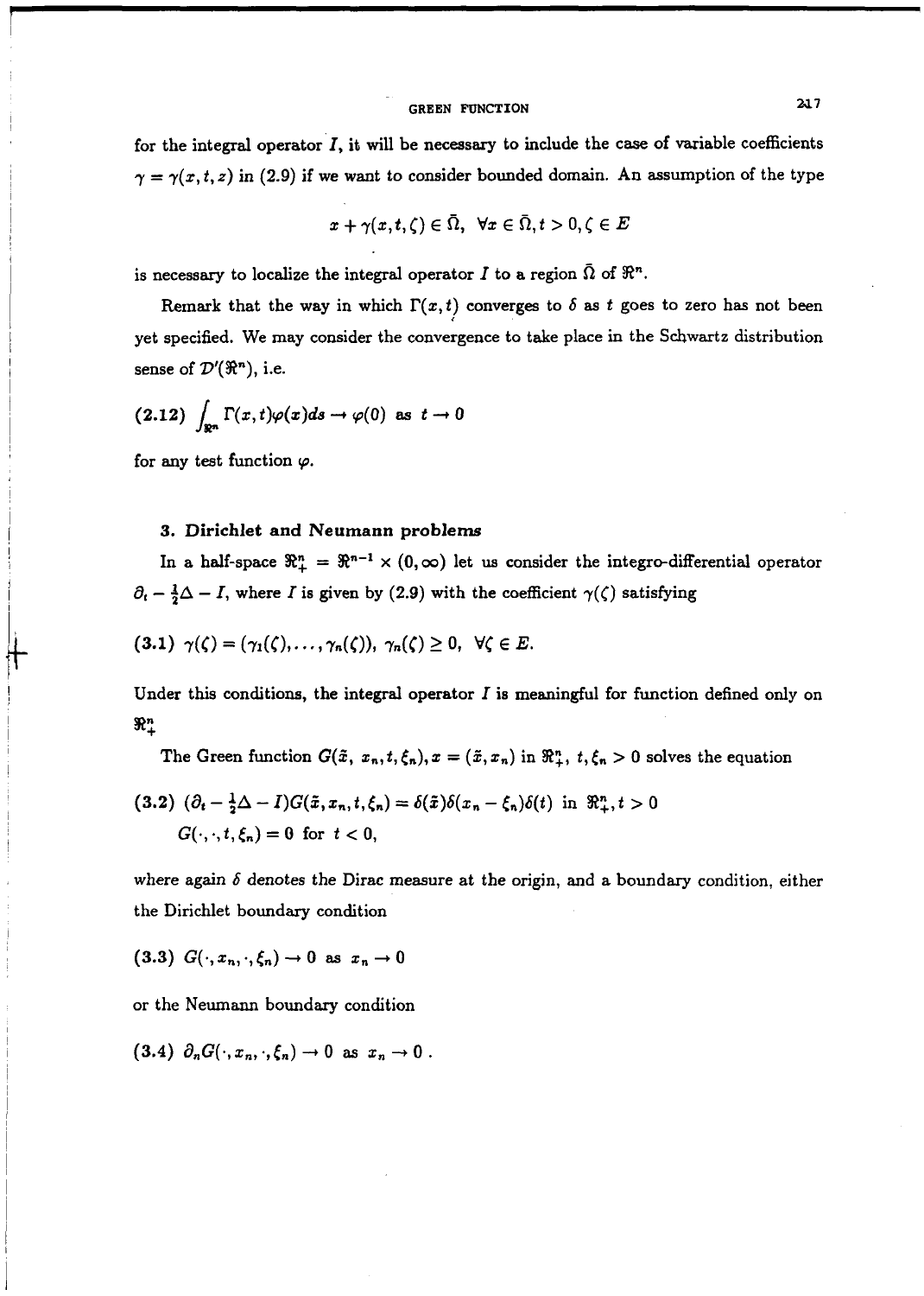for the integral operator $I$, it will be necessary to include the case of variable coefficients $\gamma = \gamma(x, t, z)$ in (2.9) if we want to consider bounded domain. An assumption of the type

$$x + \gamma(x, t, \zeta) \in \bar{\Omega}, \quad \forall x \in \bar{\Omega}, t > 0, \zeta \in E$$

is necessary to localize the integral operator $I$ to a region $\bar{\Omega}$ of $\Re^n$.

Remark that the way in which $\Gamma(x, t)$ converges to $\delta$ as $t$ goes to zero has not been yet specified. We may consider the convergence to take place in the Schwartz distribution sense of $\mathcal{D}'(\Re^n)$, i.e.

$$\text{(2.12)} \quad \int_{\Re^n} \Gamma(x, t)\varphi(x) ds \to \varphi(0) \text{ as } t \to 0$$

for any test function $\varphi$.

## 3. Dirichlet and Neumann problems

In a half-space $\Re^n_+ = \Re^{n-1} \times (0, \infty)$ let us consider the integro-differential operator $\partial_t - \frac{1}{2}\Delta - I$, where $I$ is given by (2.9) with the coefficient $\gamma(\zeta)$ satisfying

$$\text{(3.1)} \quad \gamma(\zeta) = (\gamma_1(\zeta), \ldots, \gamma_n(\zeta)), \; \gamma_n(\zeta) \geq 0, \; \forall \zeta \in E.$$

Under this conditions, the integral operator $I$ is meaningful for function defined only on $\Re^n_+$

The Green function $G(\tilde{x}, x_n, t, \xi_n), x = (\tilde{x}, x_n)$ in $\Re^n_+$, $t, \xi_n > 0$ solves the equation

$$\text{(3.2)} \quad (\partial_t - \tfrac{1}{2}\Delta - I)G(\tilde{x}, x_n, t, \xi_n) = \delta(\tilde{x})\delta(x_n - \xi_n)\delta(t) \text{ in } \Re^n_+, t > 0$$
$$G(\cdot, \cdot, t, \xi_n) = 0 \text{ for } t < 0,$$

where again $\delta$ denotes the Dirac measure at the origin, and a boundary condition, either the Dirichlet boundary condition

$$\text{(3.3)} \quad G(\cdot, x_n, \cdot, \xi_n) \to 0 \text{ as } x_n \to 0$$

or the Neumann boundary condition

$$\text{(3.4)} \quad \partial_n G(\cdot, x_n, \cdot, \xi_n) \to 0 \text{ as } x_n \to 0 .$$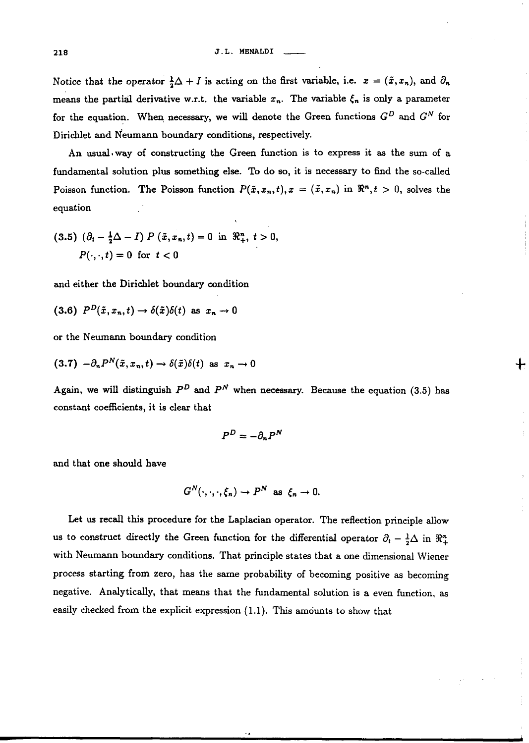Notice that the operator $\frac{1}{2}\Delta + I$ is acting on the first variable, i.e. $x = (\tilde{x}, x_n)$, and $\partial_n$ means the partial derivative w.r.t. the variable $x_n$. The variable $\xi_n$ is only a parameter for the equation. When necessary, we will denote the Green functions $G^D$ and $G^N$ for Dirichlet and Neumann boundary conditions, respectively.

An usual way of constructing the Green function is to express it as the sum of a fundamental solution plus something else. To do so, it is necessary to find the so-called Poisson function. The Poisson function $P(\tilde{x}, x_n, t), x = (\tilde{x}, x_n)$ in $\Re^n, t > 0$, solves the equation

$$
\text{(3.5)} \quad (\partial_t - \tfrac{1}{2}\Delta - I)\, P\, (\tilde{x}, x_n, t) = 0 \text{ in } \Re^n_+,\ t > 0, \qquad P(\cdot, \cdot, t) = 0 \text{ for } t < 0
$$

and either the Dirichlet boundary condition

$$
\text{(3.6)} \quad P^D(\tilde{x}, x_n, t) \to \delta(\tilde{x})\delta(t) \text{ as } x_n \to 0
$$

or the Neumann boundary condition

$$
\text{(3.7)} \quad -\partial_n P^N(\tilde{x}, x_n, t) \to \delta(\tilde{x})\delta(t) \text{ as } x_n \to 0
$$

Again, we will distinguish $P^D$ and $P^N$ when necessary. Because the equation (3.5) has constant coefficients, it is clear that

$$
P^D = -\partial_n P^N
$$

and that one should have

$$
G^N(\cdot, \cdot, \cdot, \xi_n) \to P^N \text{ as } \xi_n \to 0.
$$

Let us recall this procedure for the Laplacian operator. The reflection principle allow us to construct directly the Green function for the differential operator $\partial_t - \frac{1}{2}\Delta$ in $\Re^n_+$ with Neumann boundary conditions. That principle states that a one dimensional Wiener process starting from zero, has the same probability of becoming positive as becoming negative. Analytically, that means that the fundamental solution is a even function, as easily checked from the explicit expression (1.1). This amounts to show that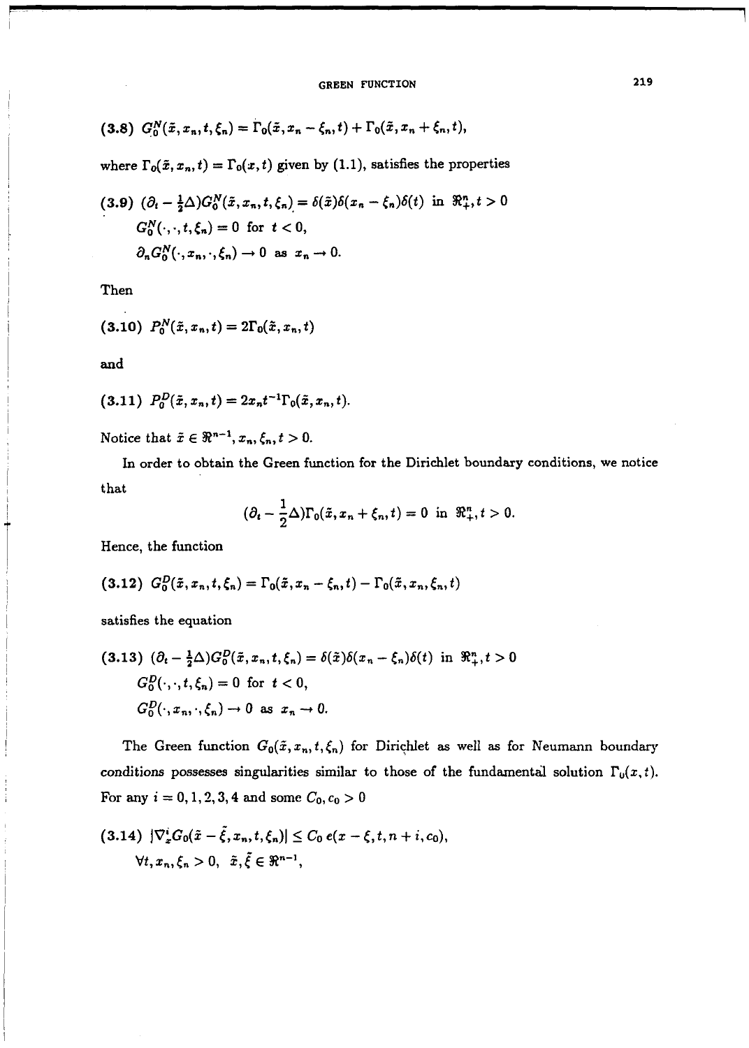(3.8) $G_0^N(\tilde{x}, x_n, t, \xi_n) = \Gamma_0(\tilde{x}, x_n - \xi_n, t) + \Gamma_0(\tilde{x}, x_n + \xi_n, t)$,

where $\Gamma_0(\tilde{x}, x_n, t) = \Gamma_0(x, t)$ given by (1.1), satisfies the properties

(3.9) $(\partial_t - \frac{1}{2}\Delta)G_0^N(\tilde{x}, x_n, t, \xi_n) = \delta(\tilde{x})\delta(x_n - \xi_n)\delta(t)$ in $\Re^n_+, t > 0$

$G_0^N(\cdot, \cdot, t, \xi_n) = 0$ for $t < 0$,

$\partial_n G_0^N(\cdot, x_n, \cdot, \xi_n) \to 0$ as $x_n \to 0$.

Then

(3.10) $P_0^N(\tilde{x}, x_n, t) = 2\Gamma_0(\tilde{x}, x_n, t)$

and

(3.11) $P_0^D(\tilde{x}, x_n, t) = 2x_n t^{-1}\Gamma_0(\tilde{x}, x_n, t)$.

Notice that $\tilde{x} \in \Re^{n-1}, x_n, \xi_n, t > 0$.

In order to obtain the Green function for the Dirichlet boundary conditions, we notice that

$$(\partial_t - \frac{1}{2}\Delta)\Gamma_0(\tilde{x}, x_n + \xi_n, t) = 0 \text{ in } \Re^n_+, t > 0.$$

Hence, the function

(3.12) $G_0^D(\tilde{x}, x_n, t, \xi_n) = \Gamma_0(\tilde{x}, x_n - \xi_n, t) - \Gamma_0(\tilde{x}, x_n, \xi_n, t)$

satisfies the equation

(3.13) $(\partial_t - \frac{1}{2}\Delta)G_0^D(\tilde{x}, x_n, t, \xi_n) = \delta(\tilde{x})\delta(x_n - \xi_n)\delta(t)$ in $\Re^n_+, t > 0$

$G_0^D(\cdot, \cdot, t, \xi_n) = 0$ for $t < 0$,

$G_0^D(\cdot, x_n, \cdot, \xi_n) \to 0$ as $x_n \to 0$.

The Green function $G_0(\tilde{x}, x_n, t, \xi_n)$ for Dirichlet as well as for Neumann boundary conditions possesses singularities similar to those of the fundamental solution $\Gamma_0(x, t)$. For any $i = 0, 1, 2, 3, 4$ and some $C_0, c_0 > 0$

(3.14) $|\nabla_x^i G_0(\tilde{x} - \tilde{\xi}, x_n, t, \xi_n)| \leq C_0\, e(x - \xi, t, n + i, c_0)$,

$\forall t, x_n, \xi_n > 0, \; \tilde{x}, \tilde{\xi} \in \Re^{n-1}$,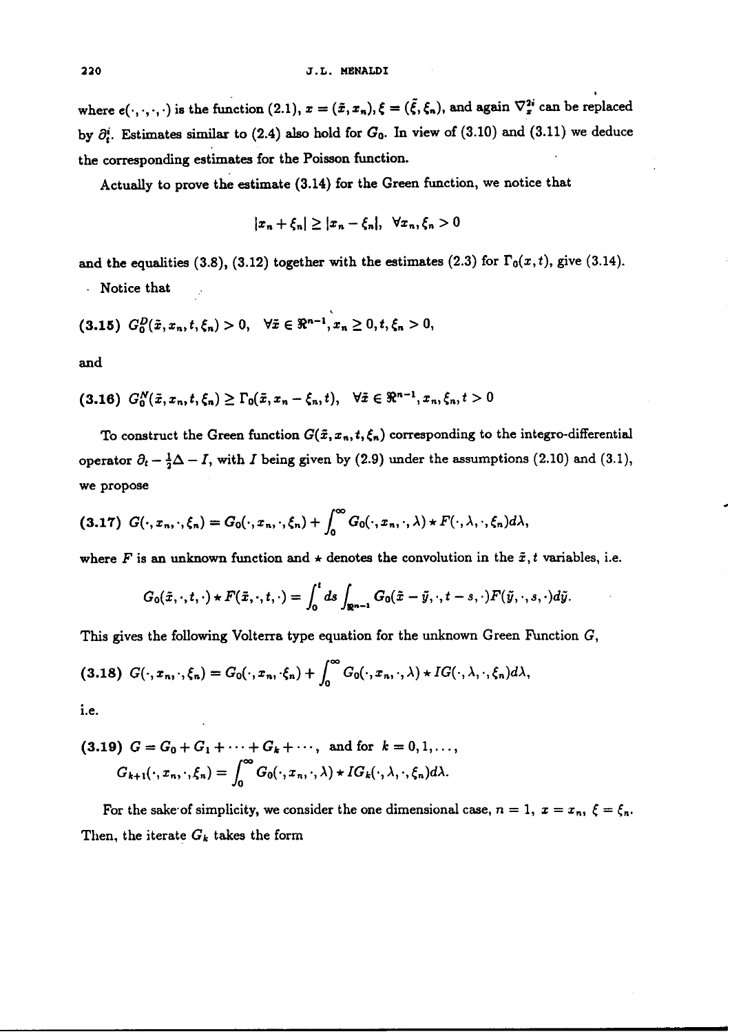where $e(\cdot,\cdot,\cdot,\cdot)$ is the function (2.1), $x = (\tilde{x}, x_n), \xi = (\tilde{\xi}, \xi_n)$, and again $\nabla_x^{2i}$ can be replaced by $\partial_t^i$. Estimates similar to (2.4) also hold for $G_0$. In view of (3.10) and (3.11) we deduce the corresponding estimates for the Poisson function.

Actually to prove the estimate (3.14) for the Green function, we notice that

$$|x_n + \xi_n| \geq |x_n - \xi_n|, \quad \forall x_n, \xi_n > 0$$

and the equalities (3.8), (3.12) together with the estimates (2.3) for $\Gamma_0(x,t)$, give (3.14).

Notice that

$$\text{(3.15)} \quad G_0^D(\tilde{x}, x_n, t, \xi_n) > 0, \quad \forall \tilde{x} \in \Re^{n-1}, x_n \geq 0, t, \xi_n > 0,$$

and

$$\text{(3.16)} \quad G_0^N(\tilde{x}, x_n, t, \xi_n) \geq \Gamma_0(\tilde{x}, x_n - \xi_n, t), \quad \forall \tilde{x} \in \Re^{n-1}, x_n, \xi_n, t > 0$$

To construct the Green function $G(\tilde{x}, x_n, t, \xi_n)$ corresponding to the integro-differential operator $\partial_t - \frac{1}{2}\Delta - I$, with $I$ being given by (2.9) under the assumptions (2.10) and (3.1), we propose

$$\text{(3.17)} \quad G(\cdot, x_n, \cdot, \xi_n) = G_0(\cdot, x_n, \cdot, \xi_n) + \int_0^\infty G_0(\cdot, x_n, \cdot, \lambda) \star F(\cdot, \lambda, \cdot, \xi_n) d\lambda,$$

where $F$ is an unknown function and $\star$ denotes the convolution in the $\tilde{x}, t$ variables, i.e.

$$G_0(\tilde{x}, \cdot, t, \cdot) \star F(\tilde{x}, \cdot, t, \cdot) = \int_0^t ds \int_{\Re^{n-1}} G_0(\tilde{x} - \tilde{y}, \cdot, t - s, \cdot) F(\tilde{y}, \cdot, s, \cdot) d\tilde{y}.$$

This gives the following Volterra type equation for the unknown Green Function $G$,

$$\text{(3.18)} \quad G(\cdot, x_n, \cdot, \xi_n) = G_0(\cdot, x_n, \cdot \xi_n) + \int_0^\infty G_0(\cdot, x_n, \cdot, \lambda) \star IG(\cdot, \lambda, \cdot, \xi_n) d\lambda,$$

i.e.

$$\text{(3.19)} \quad G = G_0 + G_1 + \cdots + G_k + \cdots, \quad \text{and for } k = 0, 1, \ldots,$$
$$G_{k+1}(\cdot, x_n, \cdot, \xi_n) = \int_0^\infty G_0(\cdot, x_n, \cdot, \lambda) \star IG_k(\cdot, \lambda, \cdot, \xi_n) d\lambda.$$

For the sake of simplicity, we consider the one dimensional case, $n = 1$, $x = x_n$, $\xi = \xi_n$. Then, the iterate $G_k$ takes the form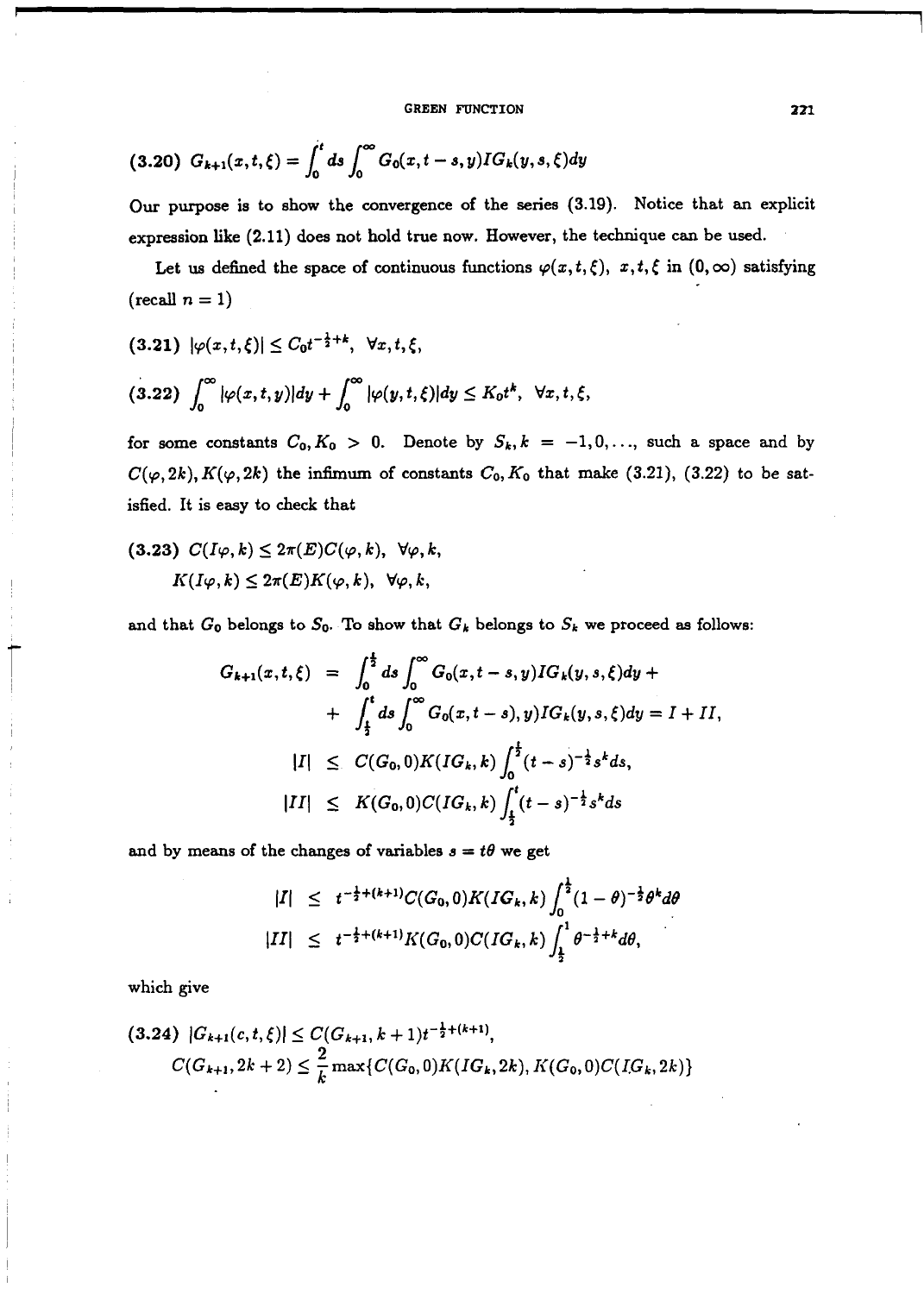$$(3.20)\quad G_{k+1}(x,t,\xi) = \int_0^t ds \int_0^\infty G_0(x,t-s,y) I G_k(y,s,\xi) dy$$

Our purpose is to show the convergence of the series (3.19). Notice that an explicit expression like (2.11) does not hold true now. However, the technique can be used.

Let us defined the space of continuous functions $\varphi(x,t,\xi)$, $x,t,\xi$ in $(0,\infty)$ satisfying (recall $n=1$)

$$(3.21)\quad |\varphi(x,t,\xi)| \leq C_0 t^{-\frac{1}{2}+k}, \quad \forall x,t,\xi,$$

$$(3.22)\quad \int_0^\infty |\varphi(x,t,y)| dy + \int_0^\infty |\varphi(y,t,\xi)| dy \leq K_0 t^k, \quad \forall x,t,\xi,$$

for some constants $C_0, K_0 > 0$. Denote by $S_k, k = -1, 0, \ldots,$ such a space and by $C(\varphi, 2k), K(\varphi, 2k)$ the infimum of constants $C_0, K_0$ that make (3.21), (3.22) to be satisfied. It is easy to check that

$$(3.23)\quad \begin{aligned} &C(I\varphi, k) \leq 2\pi(E) C(\varphi, k), \quad \forall \varphi, k, \\ &K(I\varphi, k) \leq 2\pi(E) K(\varphi, k), \quad \forall \varphi, k, \end{aligned}$$

and that $G_0$ belongs to $S_0$. To show that $G_k$ belongs to $S_k$ we proceed as follows:

$$\begin{aligned} G_{k+1}(x,t,\xi) &= \int_0^{\frac{t}{2}} ds \int_0^\infty G_0(x,t-s,y) I G_k(y,s,\xi) dy + \\ &+ \int_{\frac{t}{2}}^t ds \int_0^\infty G_0(x,t-s),y) I G_k(y,s,\xi) dy = I + II, \\ |I| &\leq C(G_0, 0) K(IG_k, k) \int_0^{\frac{t}{2}} (t-s)^{-\frac{1}{2}} s^k ds, \\ |II| &\leq K(G_0, 0) C(IG_k, k) \int_{\frac{t}{2}}^t (t-s)^{-\frac{1}{2}} s^k ds \end{aligned}$$

and by means of the changes of variables $s = t\theta$ we get

$$\begin{aligned} |I| &\leq t^{-\frac{1}{2}+(k+1)} C(G_0, 0) K(IG_k, k) \int_0^{\frac{1}{2}} (1-\theta)^{-\frac{1}{2}} \theta^k d\theta \\ |II| &\leq t^{-\frac{1}{2}+(k+1)} K(G_0, 0) C(IG_k, k) \int_{\frac{1}{2}}^1 \theta^{-\frac{1}{2}+k} d\theta, \end{aligned}$$

which give

$$(3.24)\quad \begin{aligned} &|G_{k+1}(c,t,\xi)| \leq C(G_{k+1}, k+1) t^{-\frac{1}{2}+(k+1)}, \\ &C(G_{k+1}, 2k+2) \leq \frac{2}{k} \max\{C(G_0, 0) K(IG_k, 2k), K(G_0, 0) C(IG_k, 2k)\} \end{aligned}$$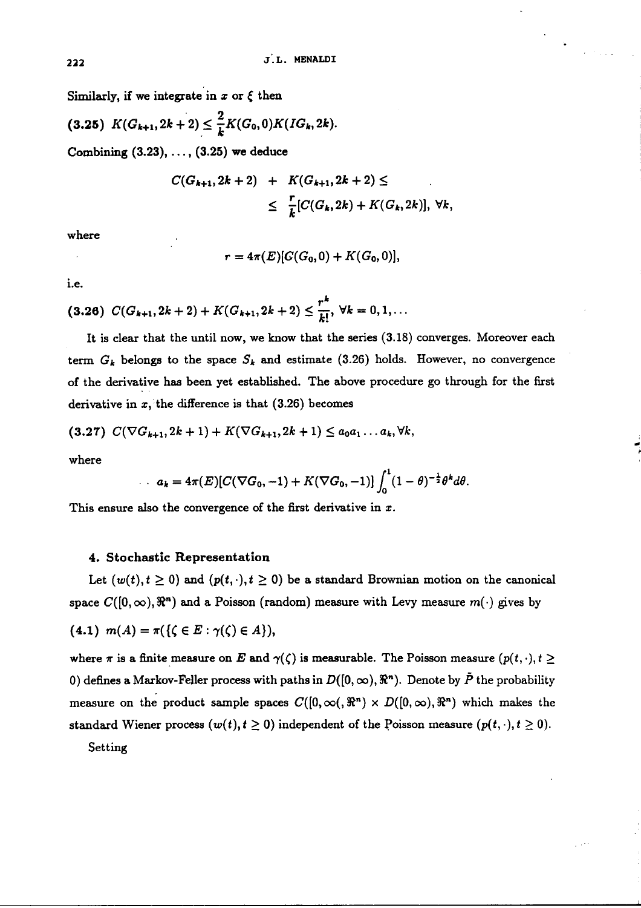Similarly, if we integrate in $x$ or $\xi$ then

(3.25) $K(G_{k+1}, 2k+2) \leq \frac{2}{k} K(G_0, 0) K(IG_k, 2k).$

Combining (3.23), ..., (3.25) we deduce

$$C(G_{k+1}, 2k+2) + K(G_{k+1}, 2k+2) \leq$$
$$\leq \frac{r}{k}[C(G_k, 2k) + K(G_k, 2k)], \ \forall k,$$

where

$$r = 4\pi(E)[C(G_0, 0) + K(G_0, 0)],$$

i.e.

(3.26) $C(G_{k+1}, 2k+2) + K(G_{k+1}, 2k+2) \leq \frac{r^k}{k!}, \ \forall k = 0, 1, \ldots$

It is clear that the until now, we know that the series (3.18) converges. Moreover each term $G_k$ belongs to the space $S_k$ and estimate (3.26) holds. However, no convergence of the derivative has been yet established. The above procedure go through for the first derivative in $x$, the difference is that (3.26) becomes

(3.27) $C(\nabla G_{k+1}, 2k+1) + K(\nabla G_{k+1}, 2k+1) \leq a_0 a_1 \ldots a_k, \forall k,$

where

$$a_k = 4\pi(E)[C(\nabla G_0, -1) + K(\nabla G_0, -1)] \int_0^1 (1-\theta)^{-\frac{1}{2}} \theta^k d\theta.$$

This ensure also the convergence of the first derivative in $x$.

## 4. Stochastic Representation

Let $(w(t), t \geq 0)$ and $(p(t, \cdot), t \geq 0)$ be a standard Brownian motion on the canonical space $C([0, \infty), \Re^n)$ and a Poisson (random) measure with Levy measure $m(\cdot)$ gives by

(4.1) $m(A) = \pi(\{\zeta \in E : \gamma(\zeta) \in A\}),$

where $\pi$ is a finite measure on $E$ and $\gamma(\zeta)$ is measurable. The Poisson measure $(p(t, \cdot), t \geq 0)$ defines a Markov-Feller process with paths in $D([0, \infty), \Re^n)$. Denote by $\tilde{P}$ the probability measure on the product sample spaces $C([0, \infty(, \Re^n) \times D([0, \infty), \Re^n)$ which makes the standard Wiener process $(w(t), t \geq 0)$ independent of the Poisson measure $(p(t, \cdot), t \geq 0)$.

Setting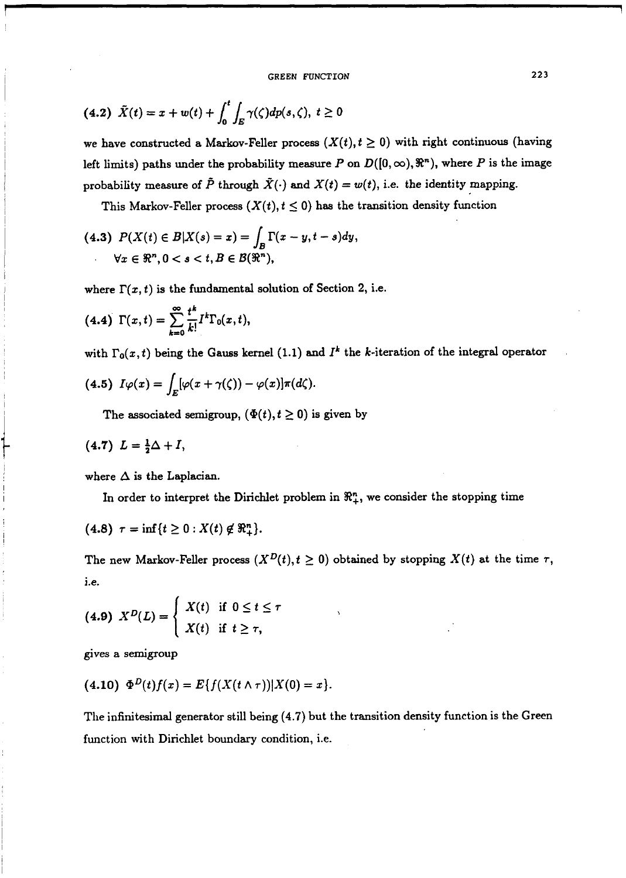$$\tilde{X}(t) = x + w(t) + \int_0^t \int_E \gamma(\zeta) dp(s,\zeta), \; t \geq 0 \tag{4.2}$$

we have constructed a Markov-Feller process $(X(t), t \geq 0)$ with right continuous (having left limits) paths under the probability measure $P$ on $D([0,\infty), \Re^n)$, where $P$ is the image probability measure of $\tilde{P}$ through $\tilde{X}(\cdot)$ and $X(t) = w(t)$, i.e. the identity mapping.

This Markov-Feller process $(X(t), t \leq 0)$ has the transition density function

$$P(X(t) \in B | X(s) = x) = \int_B \Gamma(x - y, t - s) dy, \tag{4.3}$$
$$\forall x \in \Re^n, 0 < s < t, B \in \mathcal{B}(\Re^n),$$

where $\Gamma(x,t)$ is the fundamental solution of Section 2, i.e.

$$\Gamma(x,t) = \sum_{k=0}^{\infty} \frac{t^k}{k!} I^k \Gamma_0(x,t), \tag{4.4}$$

with $\Gamma_0(x,t)$ being the Gauss kernel (1.1) and $I^k$ the $k$-iteration of the integral operator

$$I\varphi(x) = \int_E [\varphi(x + \gamma(\zeta)) - \varphi(x)] \pi(d\zeta). \tag{4.5}$$

The associated semigroup, $(\Phi(t), t \geq 0)$ is given by

$$L = \tfrac{1}{2}\Delta + I, \tag{4.7}$$

where $\Delta$ is the Laplacian.

In order to interpret the Dirichlet problem in $\Re^n_+$, we consider the stopping time

$$\tau = \inf\{t \geq 0 : X(t) \notin \Re^n_+\}. \tag{4.8}$$

The new Markov-Feller process $(X^D(t), t \geq 0)$ obtained by stopping $X(t)$ at the time $\tau$, i.e.

$$X^D(L) = \begin{cases} X(t) & \text{if } 0 \leq t \leq \tau \\ X(t) & \text{if } t \geq \tau, \end{cases} \tag{4.9}$$

gives a semigroup

$$\Phi^D(t) f(x) = E\{f(X(t \wedge \tau)) | X(0) = x\}. \tag{4.10}$$

The infinitesimal generator still being (4.7) but the transition density function is the Green function with Dirichlet boundary condition, i.e.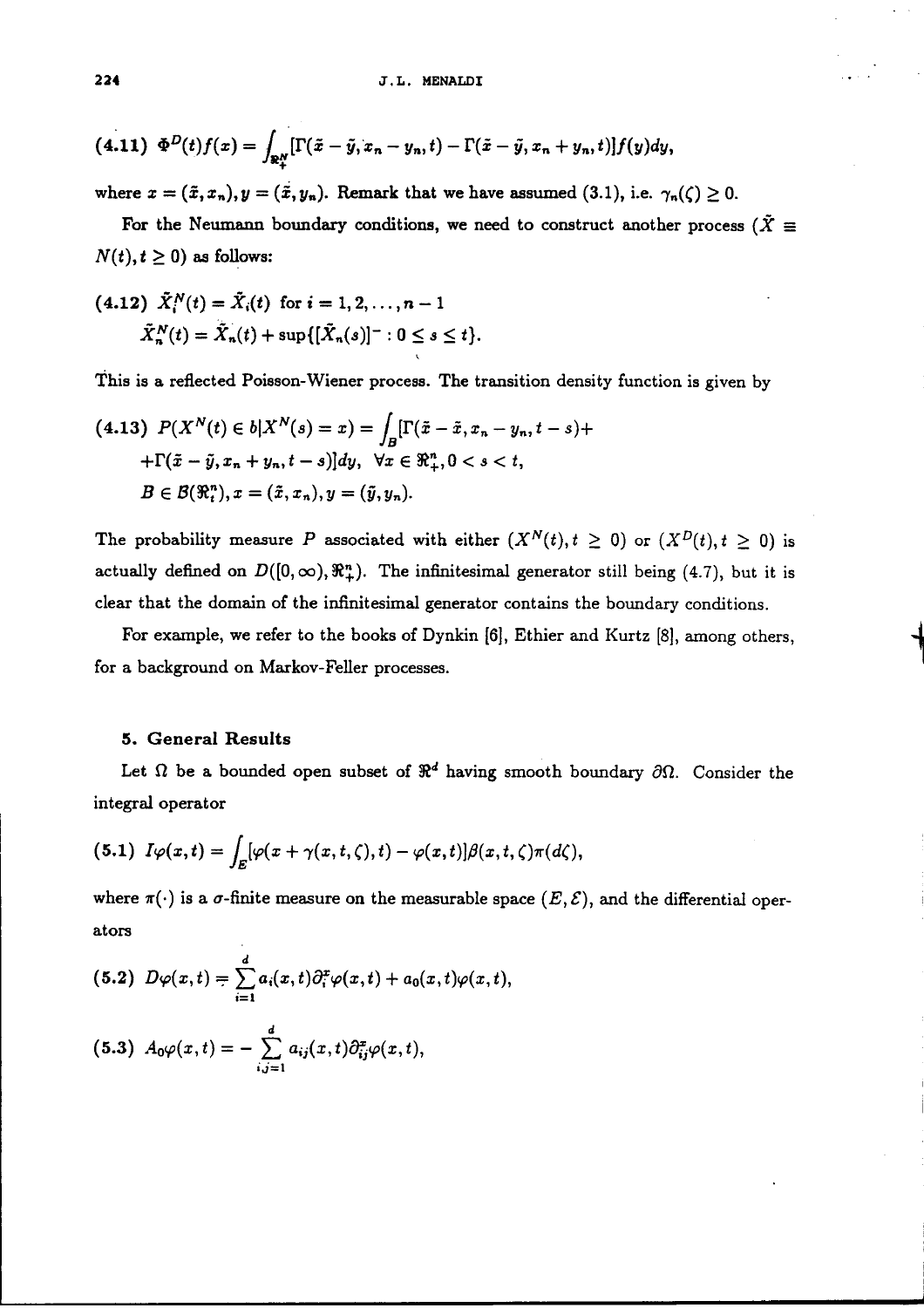(4.11) $\Phi^D(t)f(x) = \int_{\Re^N_+} [\Gamma(\tilde{x}-\tilde{y}, x_n - y_n, t) - \Gamma(\tilde{x}-\tilde{y}, x_n + y_n, t)] f(y) dy,$

where $x = (\tilde{x}, x_n), y = (\tilde{x}, y_n)$. Remark that we have assumed (3.1), i.e. $\gamma_n(\zeta) \geq 0$.

For the Neumann boundary conditions, we need to construct another process $(\tilde{X} \equiv N(t), t \geq 0)$ as follows:

(4.12) $\tilde{X}_i^N(t) = \tilde{X}_i(t)$ for $i = 1, 2, \ldots, n-1$

$$\tilde{X}_n^N(t) = \tilde{X}_n(t) + \sup\{[\tilde{X}_n(s)]^- : 0 \leq s \leq t\}.$$

This is a reflected Poisson-Wiener process. The transition density function is given by

(4.13) $P(X^N(t) \in b | X^N(s) = x) = \int_B [\Gamma(\tilde{x} - \tilde{x}, x_n - y_n, t-s) +$

$$+ \Gamma(\tilde{x} - \tilde{y}, x_n + y_n, t-s)] dy, \quad \forall x \in \Re^n_+, 0 < s < t,$$

$$B \in \mathcal{B}(\Re^n_t), x = (\tilde{x}, x_n), y = (\tilde{y}, y_n).$$

The probability measure $P$ associated with either $(X^N(t), t \geq 0)$ or $(X^D(t), t \geq 0)$ is actually defined on $D([0,\infty), \Re^n_+)$. The infinitesimal generator still being (4.7), but it is clear that the domain of the infinitesimal generator contains the boundary conditions.

For example, we refer to the books of Dynkin [6], Ethier and Kurtz [8], among others, for a background on Markov-Feller processes.

## 5. General Results

Let $\Omega$ be a bounded open subset of $\Re^d$ having smooth boundary $\partial\Omega$. Consider the integral operator

(5.1) $I\varphi(x,t) = \int_E [\varphi(x + \gamma(x,t,\zeta), t) - \varphi(x,t)] \beta(x,t,\zeta) \pi(d\zeta),$

where $\pi(\cdot)$ is a $\sigma$-finite measure on the measurable space $(E, \mathcal{E})$, and the differential operators

(5.2) $D\varphi(x,t) = \sum_{i=1}^d a_i(x,t) \partial_i^x \varphi(x,t) + a_0(x,t)\varphi(x,t),$

(5.3) $A_0\varphi(x,t) = -\sum_{i,j=1}^d a_{ij}(x,t) \partial_{ij}^x \varphi(x,t),$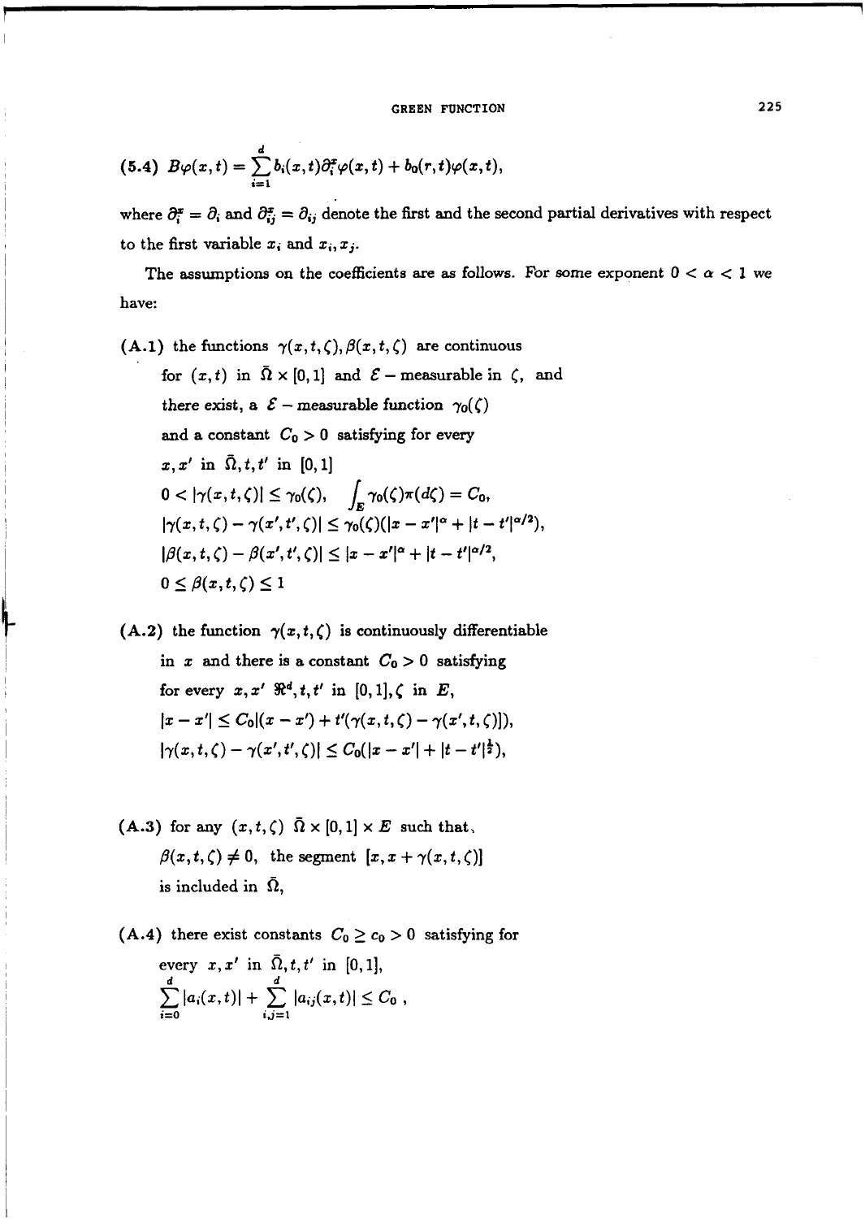$$
(5.4) \quad B\varphi(x,t) = \sum_{i=1}^{d} b_i(x,t)\partial_i^x \varphi(x,t) + b_0(r,t)\varphi(x,t),
$$

where $\partial_i^x = \partial_i$ and $\partial_{ij}^x = \partial_{ij}$ denote the first and the second partial derivatives with respect to the first variable $x_i$ and $x_i, x_j$.

The assumptions on the coefficients are as follows. For some exponent $0 < \alpha < 1$ we have:

**(A.1)** the functions $\gamma(x,t,\zeta), \beta(x,t,\zeta)$ are continuous for $(x,t)$ in $\bar{\Omega} \times [0,1]$ and $\mathcal{E}$ – measurable in $\zeta$, and there exist, a $\mathcal{E}$ – measurable function $\gamma_0(\zeta)$ and a constant $C_0 > 0$ satisfying for every $x, x'$ in $\bar{\Omega}, t, t'$ in $[0,1]$

$$
0 < |\gamma(x,t,\zeta)| \le \gamma_0(\zeta), \quad \int_E \gamma_0(\zeta)\pi(d\zeta) = C_0,
$$

$$
|\gamma(x,t,\zeta) - \gamma(x',t',\zeta)| \le \gamma_0(\zeta)(|x-x'|^\alpha + |t-t'|^{\alpha/2}),
$$

$$
|\beta(x,t,\zeta) - \beta(x',t',\zeta)| \le |x-x'|^\alpha + |t-t'|^{\alpha/2},
$$

$$
0 \le \beta(x,t,\zeta) \le 1
$$

**(A.2)** the function $\gamma(x,t,\zeta)$ is continuously differentiable in $x$ and there is a constant $C_0 > 0$ satisfying for every $x, x'$ $\Re^d, t, t'$ in $[0,1], \zeta$ in $E$,

$$
|x-x'| \le C_0 |(x-x') + t'(\gamma(x,t,\zeta) - \gamma(x',t,\zeta))|,
$$

$$
|\gamma(x,t,\zeta) - \gamma(x',t',\zeta)| \le C_0(|x-x'| + |t-t'|^{\frac{1}{2}}),
$$

**(A.3)** for any $(x,t,\zeta)$ $\bar{\Omega} \times [0,1] \times E$ such that, $\beta(x,t,\zeta) \ne 0$, the segment $[x, x+\gamma(x,t,\zeta)]$ is included in $\bar{\Omega}$,

**(A.4)** there exist constants $C_0 \ge c_0 > 0$ satisfying for every $x, x'$ in $\bar{\Omega}, t, t'$ in $[0,1]$,

$$
\sum_{i=0}^{d} |a_i(x,t)| + \sum_{i,j=1}^{d} |a_{ij}(x,t)| \le C_0 \,,
$$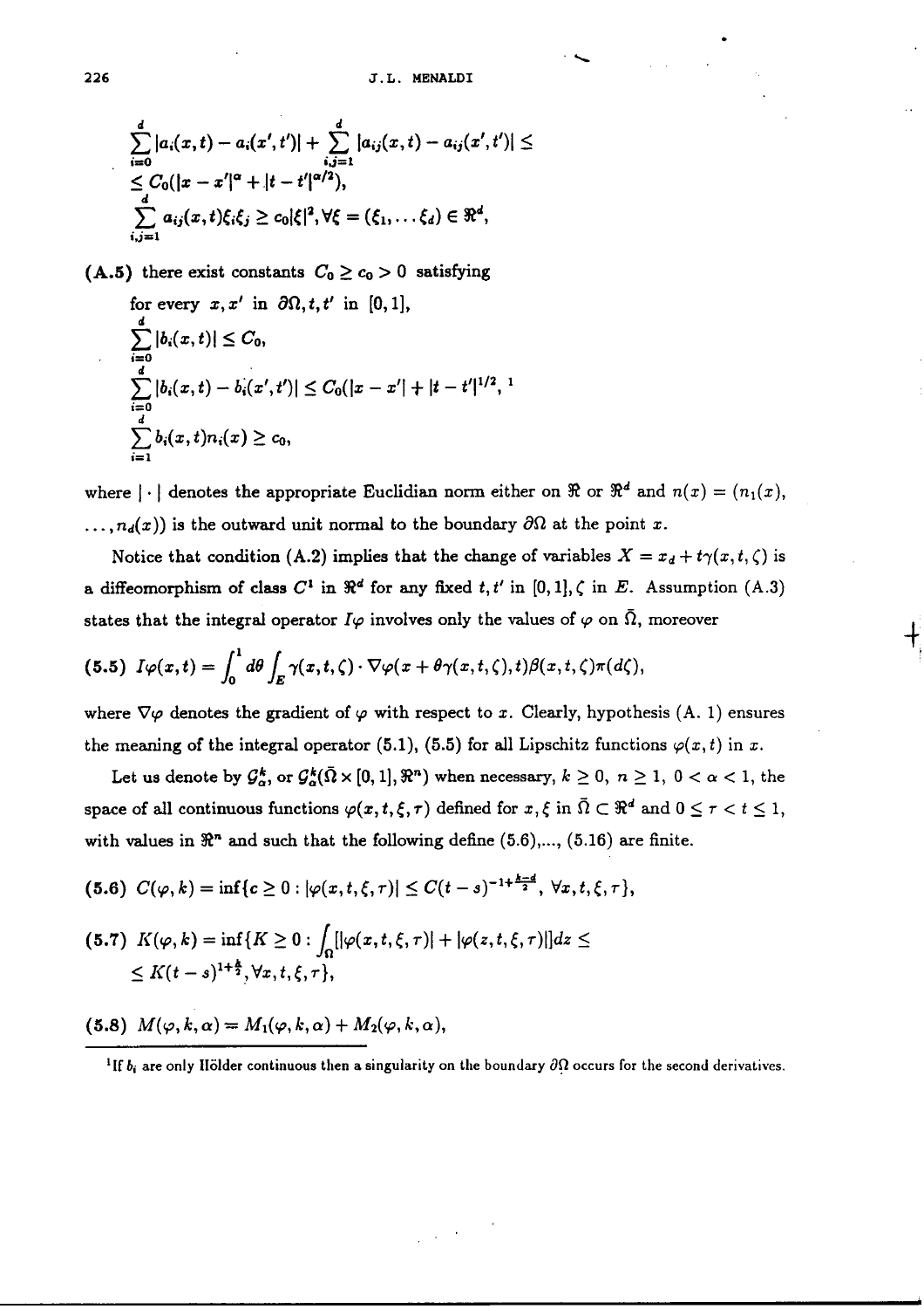$$\sum_{i=0}^{d} |a_i(x,t) - a_i(x',t')| + \sum_{i,j=1}^{d} |a_{ij}(x,t) - a_{ij}(x',t')| \leq$$
$$\leq C_0(|x-x'|^\alpha + |t-t'|^{\alpha/2}),$$
$$\sum_{i,j=1}^{d} a_{ij}(x,t)\xi_i\xi_j \geq c_0|\xi|^2, \forall \xi = (\xi_1, \ldots \xi_d) \in \Re^d,$$

**(A.5)** there exist constants $C_0 \geq c_0 > 0$ satisfying

for every $x, x'$ in $\partial\Omega, t, t'$ in $[0,1]$,

$$\sum_{i=0}^{d} |b_i(x,t)| \leq C_0,$$
$$\sum_{i=0}^{d} |b_i(x,t) - b_i(x',t')| \leq C_0(|x-x'| + |t-t'|^{1/2},\ [1]$$
$$\sum_{i=1}^{d} b_i(x,t)n_i(x) \geq c_0,$$

where $|\cdot|$ denotes the appropriate Euclidian norm either on $\Re$ or $\Re^d$ and $n(x) = (n_1(x), \ldots, n_d(x))$ is the outward unit normal to the boundary $\partial\Omega$ at the point $x$.

Notice that condition (A.2) implies that the change of variables $X = x_d + t\gamma(x,t,\zeta)$ is a diffeomorphism of class $C^1$ in $\Re^d$ for any fixed $t, t'$ in $[0,1], \zeta$ in $E$. Assumption (A.3) states that the integral operator $I\varphi$ involves only the values of $\varphi$ on $\bar{\Omega}$, moreover

**(5.5)** $$I\varphi(x,t) = \int_0^1 d\theta \int_E \gamma(x,t,\zeta) \cdot \nabla\varphi(x + \theta\gamma(x,t,\zeta),t)\beta(x,t,\zeta)\pi(d\zeta),$$

where $\nabla\varphi$ denotes the gradient of $\varphi$ with respect to $x$. Clearly, hypothesis (A. 1) ensures the meaning of the integral operator (5.1), (5.5) for all Lipschitz functions $\varphi(x,t)$ in $x$.

Let us denote by $\mathcal{G}_\alpha^k$, or $\mathcal{G}_\alpha^k(\bar{\Omega} \times [0,1], \Re^n)$ when necessary, $k \geq 0,\ n \geq 1,\ 0 < \alpha < 1$, the space of all continuous functions $\varphi(x,t,\xi,\tau)$ defined for $x, \xi$ in $\bar{\Omega} \subset \Re^d$ and $0 \leq \tau < t \leq 1$, with values in $\Re^n$ and such that the following define (5.6),..., (5.16) are finite.

**(5.6)** $$C(\varphi,k) = \inf\{c \geq 0 : |\varphi(x,t,\xi,\tau)| \leq C(t-s)^{-1+\frac{k-d}{2}},\ \forall x,t,\xi,\tau\},$$

**(5.7)** $$K(\varphi,k) = \inf\{K \geq 0 : \int_\Omega [|\varphi(x,t,\xi,\tau)| + |\varphi(z,t,\xi,\tau)|]dz \leq$$
$$\leq K(t-s)^{1+\frac{k}{2}}, \forall x,t,\xi,\tau\},$$

**(5.8)** $$M(\varphi,k,\alpha) = M_1(\varphi,k,\alpha) + M_2(\varphi,k,\alpha),$$

[1] If $b_i$ are only Hölder continuous then a singularity on the boundary $\partial\Omega$ occurs for the second derivatives.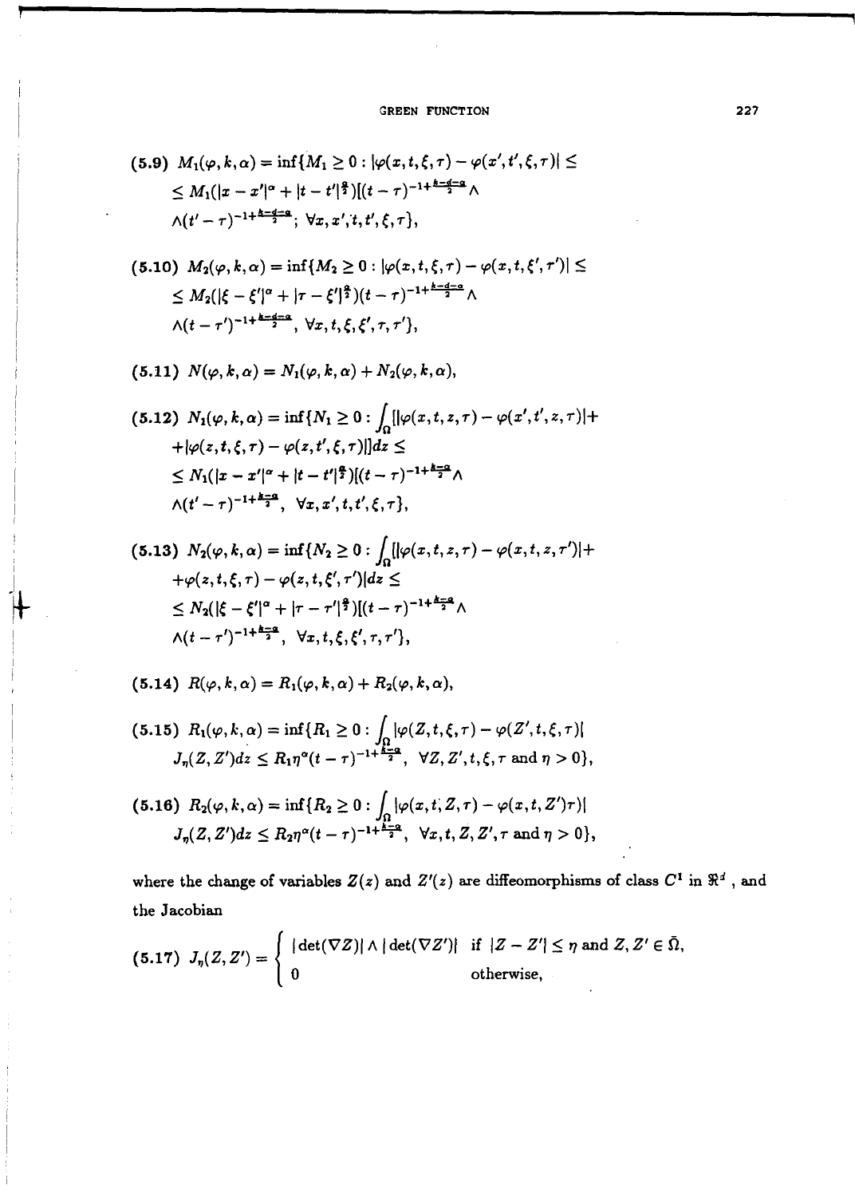**(5.9)** $M_1(\varphi,k,\alpha) = \inf\{M_1 \geq 0 : |\varphi(x,t,\xi,\tau) - \varphi(x',t',\xi,\tau)| \leq$
$\leq M_1(|x-x'|^\alpha + |t-t'|^{\frac{\alpha}{2}})[(t-\tau)^{-1+\frac{k-d-\alpha}{2}} \wedge$
$\wedge (t'-\tau)^{-1+\frac{k-d-\alpha}{2}};\ \forall x, x', t, t', \xi, \tau\}$,

**(5.10)** $M_2(\varphi,k,\alpha) = \inf\{M_2 \geq 0 : |\varphi(x,t,\xi,\tau) - \varphi(x,t,\xi',\tau')| \leq$
$\leq M_2(|\xi-\xi'|^\alpha + |\tau-\xi'|^{\frac{\alpha}{2}})(t-\tau)^{-1+\frac{k-d-\alpha}{2}} \wedge$
$\wedge (t-\tau')^{-1+\frac{k-d-\alpha}{2}},\ \forall x, t, \xi, \xi', \tau, \tau'\}$,

**(5.11)** $N(\varphi,k,\alpha) = N_1(\varphi,k,\alpha) + N_2(\varphi,k,\alpha)$,

**(5.12)** $N_1(\varphi,k,\alpha) = \inf\{N_1 \geq 0 : \int_\Omega [|\varphi(x,t,z,\tau) - \varphi(x',t',z,\tau)| +$
$+ |\varphi(z,t,\xi,\tau) - \varphi(z,t',\xi,\tau)|]dz \leq$
$\leq N_1(|x-x'|^\alpha + |t-t'|^{\frac{\alpha}{2}})[(t-\tau)^{-1+\frac{k-\alpha}{2}} \wedge$
$\wedge (t'-\tau)^{-1+\frac{k-\alpha}{2}},\ \forall x, x', t, t', \xi, \tau\}$,

**(5.13)** $N_2(\varphi,k,\alpha) = \inf\{N_2 \geq 0 : \int_\Omega [|\varphi(x,t,z,\tau) - \varphi(x,t,z,\tau')| +$
$+ \varphi(z,t,\xi,\tau) - \varphi(z,t,\xi',\tau')|dz \leq$
$\leq N_2(|\xi-\xi'|^\alpha + |\tau-\tau'|^{\frac{\alpha}{2}})[(t-\tau)^{-1+\frac{k-\alpha}{2}} \wedge$
$\wedge (t-\tau')^{-1+\frac{k-\alpha}{2}},\ \forall x, t, \xi, \xi', \tau, \tau'\}$,

**(5.14)** $R(\varphi,k,\alpha) = R_1(\varphi,k,\alpha) + R_2(\varphi,k,\alpha)$,

**(5.15)** $R_1(\varphi,k,\alpha) = \inf\{R_1 \geq 0 : \int_\Omega |\varphi(Z,t,\xi,\tau) - \varphi(Z',t,\xi,\tau)|$
$J_\eta(Z,Z')dz \leq R_1\eta^\alpha(t-\tau)^{-1+\frac{k-\alpha}{2}},\ \forall Z, Z', t, \xi, \tau$ and $\eta > 0\}$,

**(5.16)** $R_2(\varphi,k,\alpha) = \inf\{R_2 \geq 0 : \int_\Omega |\varphi(x,t,Z,\tau) - \varphi(x,t,Z')\tau)|$
$J_\eta(Z,Z')dz \leq R_2\eta^\alpha(t-\tau)^{-1+\frac{k-\alpha}{2}},\ \forall x, t, Z, Z', \tau$ and $\eta > 0\}$,

where the change of variables $Z(z)$ and $Z'(z)$ are diffeomorphisms of class $C^1$ in $\Re^d$, and the Jacobian

$$
\text{(5.17)}\quad J_\eta(Z,Z') = \begin{cases} |\det(\nabla Z)| \wedge |\det(\nabla Z')| & \text{if } |Z-Z'| \leq \eta \text{ and } Z, Z' \in \bar{\Omega}, \\ 0 & \text{otherwise,} \end{cases}
$$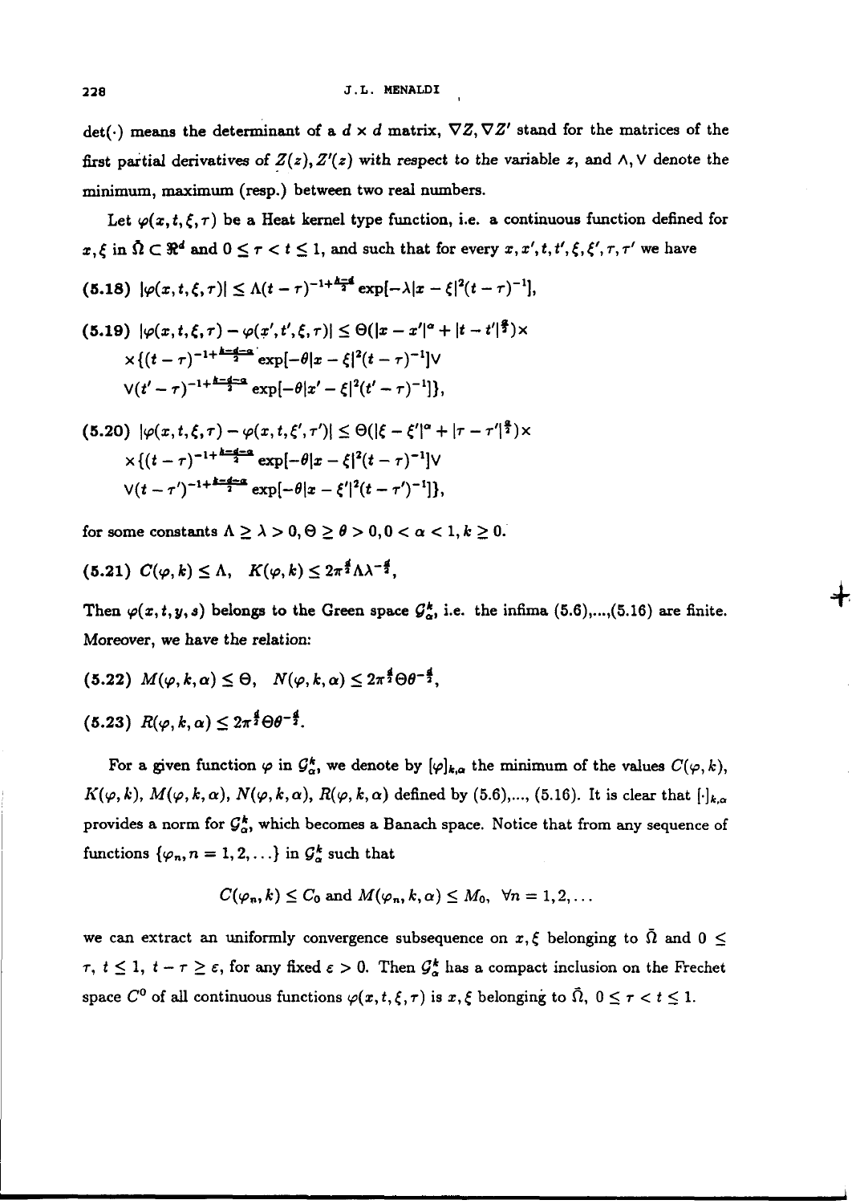det(·) means the determinant of a $d \times d$ matrix, $\nabla Z, \nabla Z'$ stand for the matrices of the first partial derivatives of $Z(z), Z'(z)$ with respect to the variable $z$, and $\wedge, \vee$ denote the minimum, maximum (resp.) between two real numbers.

Let $\varphi(x,t,\xi,\tau)$ be a Heat kernel type function, i.e. a continuous function defined for $x, \xi$ in $\bar{\Omega} \subset \Re^d$ and $0 \leq \tau < t \leq 1$, and such that for every $x, x', t, t', \xi, \xi', \tau, \tau'$ we have

$$\text{(5.18)} \quad |\varphi(x,t,\xi,\tau)| \leq \Lambda(t-\tau)^{-1+\frac{k-d}{2}} \exp[-\lambda|x-\xi|^2(t-\tau)^{-1}],$$

$$\text{(5.19)} \quad |\varphi(x,t,\xi,\tau) - \varphi(x',t',\xi,\tau)| \leq \Theta(|x-x'|^\alpha + |t-t'|^{\frac{\alpha}{2}}) \times$$
$$\times \{(t-\tau)^{-1+\frac{k-d-\alpha}{2}} \exp[-\theta|x-\xi|^2(t-\tau)^{-1}] \vee$$
$$\vee (t'-\tau)^{-1+\frac{k-d-\alpha}{2}} \exp[-\theta|x'-\xi|^2(t'-\tau)^{-1}]\},$$

$$\text{(5.20)} \quad |\varphi(x,t,\xi,\tau) - \varphi(x,t,\xi',\tau')| \leq \Theta(|\xi-\xi'|^\alpha + |\tau-\tau'|^{\frac{\alpha}{2}}) \times$$
$$\times \{(t-\tau)^{-1+\frac{k-d-\alpha}{2}} \exp[-\theta|x-\xi|^2(t-\tau)^{-1}] \vee$$
$$\vee (t-\tau')^{-1+\frac{k-d-\alpha}{2}} \exp[-\theta|x-\xi'|^2(t-\tau')^{-1}]\},$$

for some constants $\Lambda \geq \lambda > 0, \Theta \geq \theta > 0, 0 < \alpha < 1, k \geq 0.$

$$\text{(5.21)} \quad C(\varphi,k) \leq \Lambda, \quad K(\varphi,k) \leq 2\pi^{\frac{d}{2}}\Lambda\lambda^{-\frac{d}{2}},$$

Then $\varphi(x,t,y,s)$ belongs to the Green space $\mathcal{G}_\alpha^k$, i.e. the infima (5.6),...,(5.16) are finite. Moreover, we have the relation:

$$\text{(5.22)} \quad M(\varphi,k,\alpha) \leq \Theta, \quad N(\varphi,k,\alpha) \leq 2\pi^{\frac{d}{2}}\Theta\theta^{-\frac{d}{2}},$$

$$\text{(5.23)} \quad R(\varphi,k,\alpha) \leq 2\pi^{\frac{d}{2}}\Theta\theta^{-\frac{d}{2}}.$$

For a given function $\varphi$ in $\mathcal{G}_\alpha^k$, we denote by $[\varphi]_{k,\alpha}$ the minimum of the values $C(\varphi,k)$, $K(\varphi,k)$, $M(\varphi,k,\alpha)$, $N(\varphi,k,\alpha)$, $R(\varphi,k,\alpha)$ defined by (5.6),..., (5.16). It is clear that $[\cdot]_{k,\alpha}$ provides a norm for $\mathcal{G}_\alpha^k$, which becomes a Banach space. Notice that from any sequence of functions $\{\varphi_n, n = 1,2,\ldots\}$ in $\mathcal{G}_\alpha^k$ such that

$$C(\varphi_n,k) \leq C_0 \text{ and } M(\varphi_n,k,\alpha) \leq M_0, \quad \forall n = 1,2,\ldots$$

we can extract an uniformly convergence subsequence on $x, \xi$ belonging to $\bar{\Omega}$ and $0 \leq \tau$, $t \leq 1$, $t - \tau \geq \varepsilon$, for any fixed $\varepsilon > 0$. Then $\mathcal{G}_\alpha^k$ has a compact inclusion on the Frechet space $C^0$ of all continuous functions $\varphi(x,t,\xi,\tau)$ is $x, \xi$ belonging to $\bar{\Omega}$, $0 \leq \tau < t \leq 1$.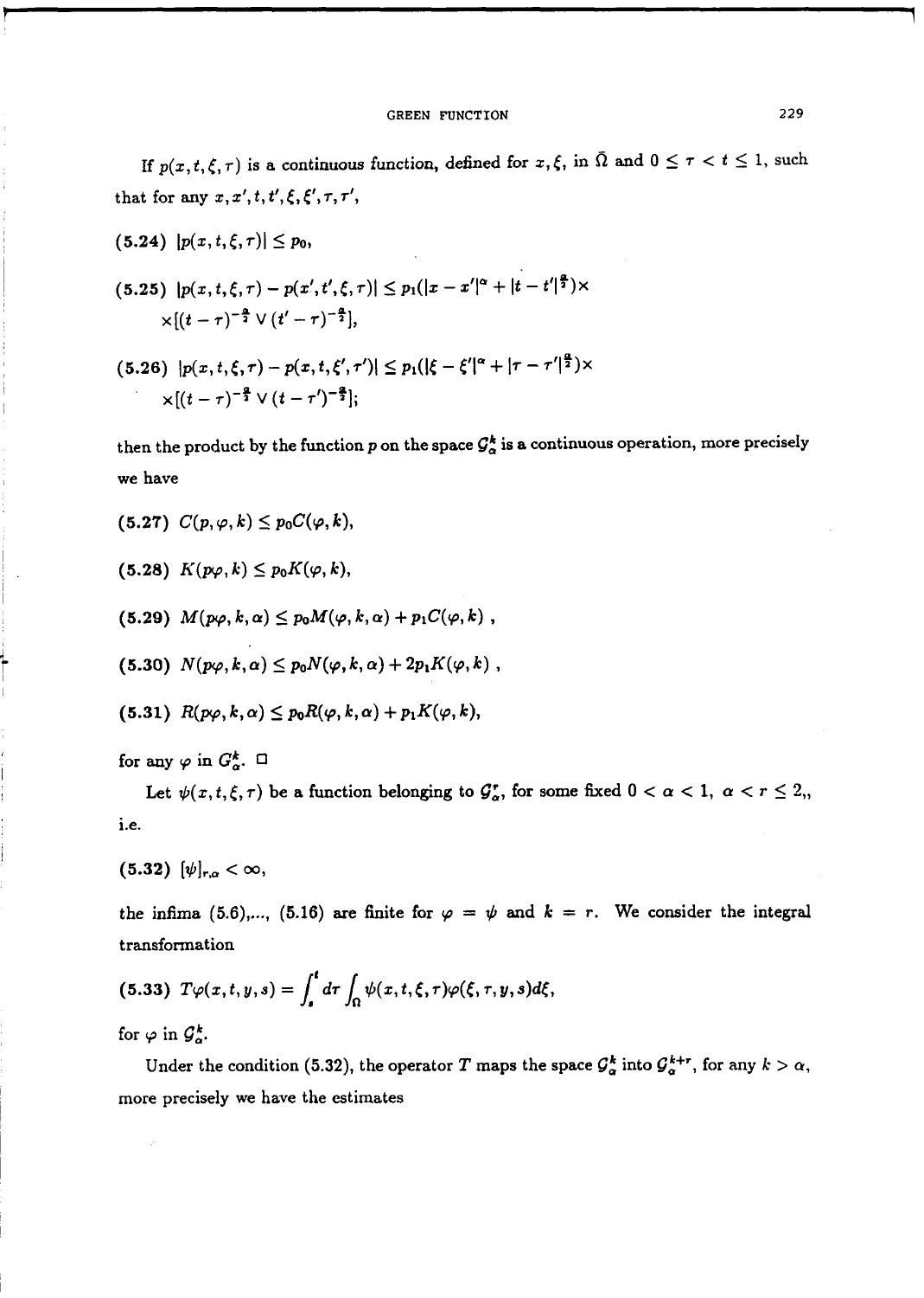If $p(x,t,\xi,\tau)$ is a continuous function, defined for $x,\xi$, in $\bar{\Omega}$ and $0 \leq \tau < t \leq 1$, such that for any $x, x', t, t', \xi, \xi', \tau, \tau'$,

$$(5.24)\quad |p(x,t,\xi,\tau)| \leq p_0,$$

$$(5.25)\quad |p(x,t,\xi,\tau) - p(x',t',\xi,\tau)| \leq p_1(|x-x'|^\alpha + |t-t'|^{\frac{\alpha}{2}}) \times \\ \times [(t-\tau)^{-\frac{\alpha}{2}} \vee (t'-\tau)^{-\frac{\alpha}{2}}],$$

$$(5.26)\quad |p(x,t,\xi,\tau) - p(x,t,\xi',\tau')| \leq p_1(|\xi-\xi'|^\alpha + |\tau-\tau'|^{\frac{\alpha}{2}}) \times \\ \times [(t-\tau)^{-\frac{\alpha}{2}} \vee (t-\tau')^{-\frac{\alpha}{2}}];$$

then the product by the function $p$ on the space $\mathcal{G}_\alpha^k$ is a continuous operation, more precisely we have

$$(5.27)\quad C(p,\varphi,k) \leq p_0 C(\varphi,k),$$

$$(5.28)\quad K(p\varphi,k) \leq p_0 K(\varphi,k),$$

$$(5.29)\quad M(p\varphi,k,\alpha) \leq p_0 M(\varphi,k,\alpha) + p_1 C(\varphi,k)\ ,$$

$$(5.30)\quad N(p\varphi,k,\alpha) \leq p_0 N(\varphi,k,\alpha) + 2p_1 K(\varphi,k)\ ,$$

$$(5.31)\quad R(p\varphi,k,\alpha) \leq p_0 R(\varphi,k,\alpha) + p_1 K(\varphi,k),$$

for any $\varphi$ in $G_\alpha^k$. □

Let $\psi(x,t,\xi,\tau)$ be a function belonging to $\mathcal{G}_\alpha^r$, for some fixed $0 < \alpha < 1$, $\alpha < r \leq 2$,, i.e.

$$(5.32)\quad [\psi]_{r,\alpha} < \infty,$$

the infima (5.6),..., (5.16) are finite for $\varphi = \psi$ and $k = r$. We consider the integral transformation

$$(5.33)\quad T\varphi(x,t,y,s) = \int_s^t d\tau \int_\Omega \psi(x,t,\xi,\tau)\varphi(\xi,\tau,y,s)d\xi,$$

for $\varphi$ in $\mathcal{G}_\alpha^k$.

Under the condition (5.32), the operator $T$ maps the space $\mathcal{G}_\alpha^k$ into $\mathcal{G}_\alpha^{k+r}$, for any $k > \alpha$, more precisely we have the estimates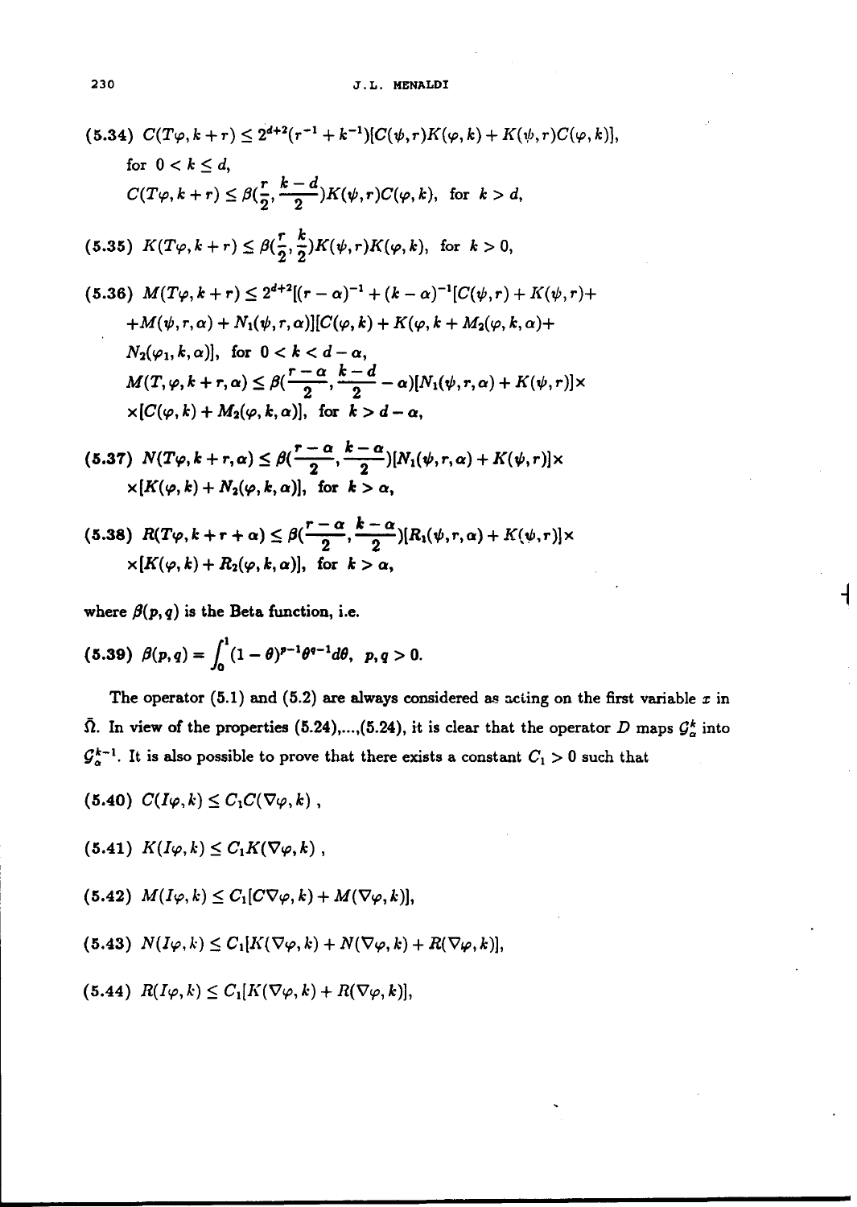(5.34) $C(T\varphi, k+r) \leq 2^{d+2}(r^{-1}+k^{-1})[C(\psi,r)K(\varphi,k)+K(\psi,r)C(\varphi,k)]$,

for $0 < k \leq d$,

$C(T\varphi, k+r) \leq \beta(\frac{r}{2}, \frac{k-d}{2})K(\psi,r)C(\varphi,k)$, for $k > d$,

(5.35) $K(T\varphi, k+r) \leq \beta(\frac{r}{2}, \frac{k}{2})K(\psi,r)K(\varphi,k)$, for $k > 0$,

(5.36) $M(T\varphi, k+r) \leq 2^{d+2}[(r-\alpha)^{-1}+(k-\alpha)^{-1}[C(\psi,r)+K(\psi,r)+$
$+M(\psi,r,\alpha)+N_1(\psi,r,\alpha)][C(\varphi,k)+K(\varphi,k+M_2(\varphi,k,\alpha)+$
$N_2(\varphi_1,k,\alpha)]$, for $0 < k < d-\alpha$,

$M(T,\varphi,k+r,\alpha) \leq \beta(\frac{r-\alpha}{2}, \frac{k-d}{2}-\alpha)[N_1(\psi,r,\alpha)+K(\psi,r)]\times$
$\times[C(\varphi,k)+M_2(\varphi,k,\alpha)]$, for $k > d-\alpha$,

(5.37) $N(T\varphi, k+r,\alpha) \leq \beta(\frac{r-\alpha}{2}, \frac{k-\alpha}{2})[N_1(\psi,r,\alpha)+K(\psi,r)]\times$
$\times[K(\varphi,k)+N_2(\varphi,k,\alpha)]$, for $k > \alpha$,

(5.38) $R(T\varphi, k+r+\alpha) \leq \beta(\frac{r-\alpha}{2}, \frac{k-\alpha}{2})[R_1(\psi,r,\alpha)+K(\psi,r)]\times$
$\times[K(\varphi,k)+R_2(\varphi,k,\alpha)]$, for $k > \alpha$,

where $\beta(p,q)$ is the Beta function, i.e.

(5.39) $\beta(p,q) = \int_0^1 (1-\theta)^{p-1}\theta^{q-1}d\theta, \ \ p,q > 0.$

The operator (5.1) and (5.2) are always considered as acting on the first variable $x$ in $\bar{\Omega}$. In view of the properties (5.24),...,(5.24), it is clear that the operator $D$ maps $\mathcal{G}_\alpha^k$ into $\mathcal{G}_\alpha^{k-1}$. It is also possible to prove that there exists a constant $C_1 > 0$ such that

(5.40) $C(I\varphi, k) \leq C_1 C(\nabla\varphi, k)$ ,

(5.41) $K(I\varphi, k) \leq C_1 K(\nabla\varphi, k)$ ,

(5.42) $M(I\varphi, k) \leq C_1[C\nabla\varphi, k) + M(\nabla\varphi, k)]$,

(5.43) $N(I\varphi, k) \leq C_1[K(\nabla\varphi, k) + N(\nabla\varphi, k) + R(\nabla\varphi, k)]$,

(5.44) $R(I\varphi, k) \leq C_1[K(\nabla\varphi, k) + R(\nabla\varphi, k)]$,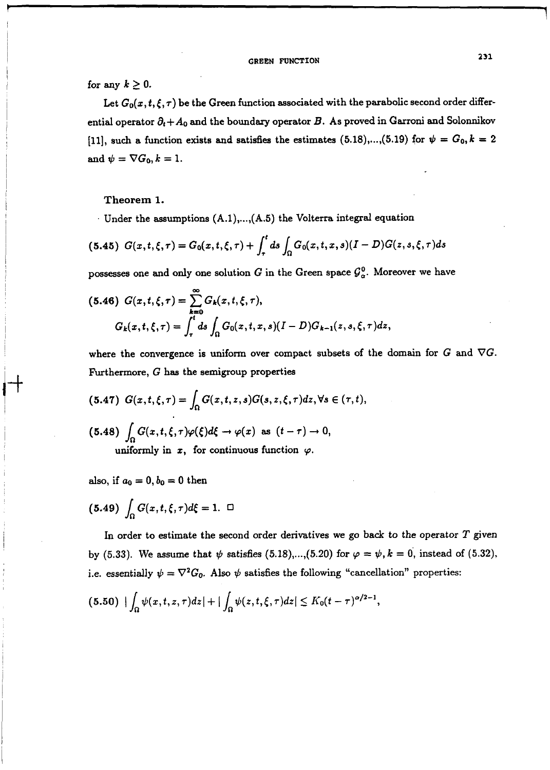for any $k \geq 0$.

Let $G_0(x,t,\xi,\tau)$ be the Green function associated with the parabolic second order differential operator $\partial_t + A_0$ and the boundary operator $B$. As proved in Garroni and Solonnikov [11], such a function exists and satisfies the estimates (5.18),...,(5.19) for $\psi = G_0, k = 2$ and $\psi = \nabla G_0, k = 1$.

**Theorem 1.**

Under the assumptions (A.1),...,(A.5) the Volterra integral equation

$$(5.45) \quad G(x,t,\xi,\tau) = G_0(x,t,\xi,\tau) + \int_\tau^t ds \int_\Omega G_0(x,t,x,s)(I-D)G(z,s,\xi,\tau)ds$$

possesses one and only one solution $G$ in the Green space $\mathcal{G}^0_\alpha$. Moreover we have

$$(5.46) \quad G(x,t,\xi,\tau) = \sum_{k=0}^{\infty} G_k(x,t,\xi,\tau),$$
$$G_k(x,t,\xi,\tau) = \int_\tau^t ds \int_\Omega G_0(x,t,x,s)(I-D)G_{k-1}(z,s,\xi,\tau)dz,$$

where the convergence is uniform over compact subsets of the domain for $G$ and $\nabla G$. Furthermore, $G$ has the semigroup properties

$$(5.47) \quad G(x,t,\xi,\tau) = \int_\Omega G(x,t,z,s)G(s,z,\xi,\tau)dz, \forall s \in (\tau,t),$$

$$(5.48) \quad \int_\Omega G(x,t,\xi,\tau)\varphi(\xi)d\xi \to \varphi(x) \text{ as } (t-\tau) \to 0,$$
uniformly in $x$, for continuous function $\varphi$.

also, if $a_0 = 0, b_0 = 0$ then

$$(5.49) \quad \int_\Omega G(x,t,\xi,\tau)d\xi = 1. \ \square$$

In order to estimate the second order derivatives we go back to the operator $T$ given by (5.33). We assume that $\psi$ satisfies (5.18),...,(5.20) for $\varphi = \psi, k = 0$, instead of (5.32), i.e. essentially $\psi = \nabla^2 G_0$. Also $\psi$ satisfies the following "cancellation" properties:

$$(5.50) \quad \left|\int_\Omega \psi(x,t,z,\tau)dz\right| + \left|\int_\Omega \psi(z,t,\xi,\tau)dz\right| \leq K_0(t-\tau)^{\alpha/2-1},$$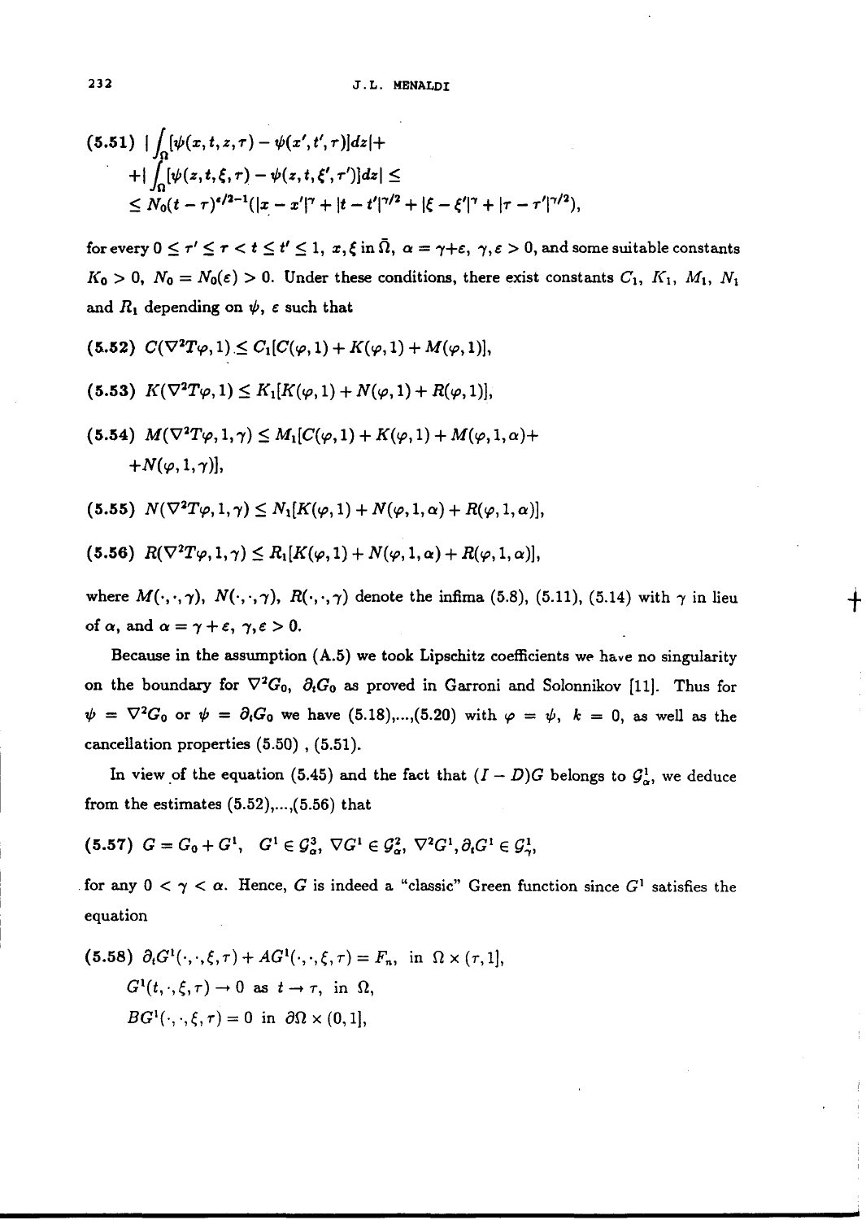$$
\begin{aligned}
\text{(5.51)}\quad & \left|\int_\Omega [\psi(x,t,z,\tau) - \psi(x',t',\tau)]dz\right| + \\
& + \left|\int_\Omega [\psi(z,t,\xi,\tau) - \psi(z,t,\xi',\tau')]dz\right| \leq \\
& \leq N_0(t-\tau)^{\epsilon/2-1}(|x-x'|^\gamma + |t-t'|^{\gamma/2} + |\xi-\xi'|^\gamma + |\tau-\tau'|^{\gamma/2}),
\end{aligned}
$$

for every $0 \leq \tau' \leq \tau < t \leq t' \leq 1$, $x, \xi$ in $\bar{\Omega}$, $\alpha = \gamma + \epsilon$, $\gamma, \epsilon > 0$, and some suitable constants $K_0 > 0$, $N_0 = N_0(\epsilon) > 0$. Under these conditions, there exist constants $C_1$, $K_1$, $M_1$, $N_1$ and $R_1$ depending on $\psi$, $\epsilon$ such that

$$
\text{(5.52)}\quad C(\nabla^2 T\varphi, 1) \leq C_1[C(\varphi,1) + K(\varphi,1) + M(\varphi,1)],
$$

$$
\text{(5.53)}\quad K(\nabla^2 T\varphi, 1) \leq K_1[K(\varphi,1) + N(\varphi,1) + R(\varphi,1)],
$$

$$
\begin{aligned}
\text{(5.54)}\quad & M(\nabla^2 T\varphi, 1, \gamma) \leq M_1[C(\varphi,1) + K(\varphi,1) + M(\varphi,1,\alpha) + \\
& + N(\varphi,1,\gamma)],
\end{aligned}
$$

$$
\text{(5.55)}\quad N(\nabla^2 T\varphi, 1, \gamma) \leq N_1[K(\varphi,1) + N(\varphi,1,\alpha) + R(\varphi,1,\alpha)],
$$

$$
\text{(5.56)}\quad R(\nabla^2 T\varphi, 1, \gamma) \leq R_1[K(\varphi,1) + N(\varphi,1,\alpha) + R(\varphi,1,\alpha)],
$$

where $M(\cdot,\cdot,\gamma)$, $N(\cdot,\cdot,\gamma)$, $R(\cdot,\cdot,\gamma)$ denote the infima (5.8), (5.11), (5.14) with $\gamma$ in lieu of $\alpha$, and $\alpha = \gamma + \epsilon$, $\gamma, \epsilon > 0$.

Because in the assumption (A.5) we took Lipschitz coefficients we have no singularity on the boundary for $\nabla^2 G_0$, $\partial_t G_0$ as proved in Garroni and Solonnikov [11]. Thus for $\psi = \nabla^2 G_0$ or $\psi = \partial_t G_0$ we have (5.18),...,(5.20) with $\varphi = \psi$, $k = 0$, as well as the cancellation properties (5.50) , (5.51).

In view of the equation (5.45) and the fact that $(I - D)G$ belongs to $\mathcal{G}^1_\alpha$, we deduce from the estimates (5.52),...,(5.56) that

$$
\text{(5.57)}\quad G = G_0 + G^1, \quad G^1 \in \mathcal{G}^3_\alpha, \ \nabla G^1 \in \mathcal{G}^2_\alpha, \ \nabla^2 G^1, \partial_t G^1 \in \mathcal{G}^1_\gamma,
$$

for any $0 < \gamma < \alpha$. Hence, $G$ is indeed a "classic" Green function since $G^1$ satisfies the equation

$$
\begin{aligned}
\text{(5.58)}\quad & \partial_t G^1(\cdot,\cdot,\xi,\tau) + AG^1(\cdot,\cdot,\xi,\tau) = F_n, \ \text{in } \Omega \times (\tau, 1], \\
& G^1(t,\cdot,\xi,\tau) \to 0 \ \text{as } t \to \tau, \ \text{in } \Omega, \\
& BG^1(\cdot,\cdot,\xi,\tau) = 0 \ \text{in } \partial\Omega \times (0,1],
\end{aligned}
$$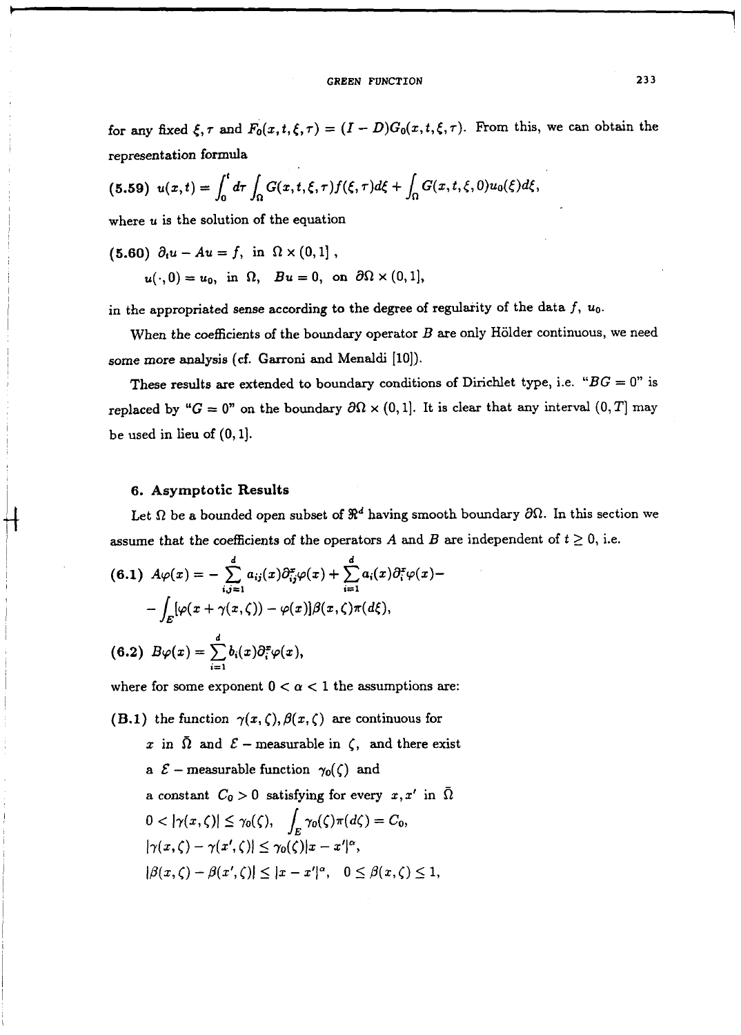for any fixed $\xi, \tau$ and $F_0(x,t,\xi,\tau) = (I - D)G_0(x,t,\xi,\tau)$. From this, we can obtain the representation formula

$$(5.59) \quad u(x,t) = \int_0^t d\tau \int_\Omega G(x,t,\xi,\tau) f(\xi,\tau) d\xi + \int_\Omega G(x,t,\xi,0) u_0(\xi) d\xi,$$

where $u$ is the solution of the equation

$$(5.60) \quad \partial_t u - Au = f, \text{ in } \Omega \times (0,1],$$
$$u(\cdot,0) = u_0, \text{ in } \Omega, \quad Bu = 0, \text{ on } \partial\Omega \times (0,1],$$

in the appropriated sense according to the degree of regularity of the data $f$, $u_0$.

When the coefficients of the boundary operator $B$ are only Hölder continuous, we need some more analysis (cf. Garroni and Menaldi [10]).

These results are extended to boundary conditions of Dirichlet type, i.e. "$BG = 0$" is replaced by "$G = 0$" on the boundary $\partial\Omega \times (0,1]$. It is clear that any interval $(0,T]$ may be used in lieu of $(0,1]$.

## 6. Asymptotic Results

Let $\Omega$ be a bounded open subset of $\Re^d$ having smooth boundary $\partial\Omega$. In this section we assume that the coefficients of the operators $A$ and $B$ are independent of $t \geq 0$, i.e.

$$(6.1) \quad A\varphi(x) = -\sum_{i,j=1}^d a_{ij}(x)\partial_{ij}^x \varphi(x) + \sum_{i=1}^d a_i(x)\partial_i^x \varphi(x) -$$
$$- \int_E [\varphi(x + \gamma(x,\zeta)) - \varphi(x)]\beta(x,\zeta)\pi(d\xi),$$

$$(6.2) \quad B\varphi(x) = \sum_{i=1}^d b_i(x)\partial_i^x \varphi(x),$$

where for some exponent $0 < \alpha < 1$ the assumptions are:

**(B.1)** the function $\gamma(x,\zeta), \beta(x,\zeta)$ are continuous for $x$ in $\bar{\Omega}$ and $\mathcal{E}$ – measurable in $\zeta$, and there exist a $\mathcal{E}$ – measurable function $\gamma_0(\zeta)$ and a constant $C_0 > 0$ satisfying for every $x, x'$ in $\bar{\Omega}$

$$0 < |\gamma(x,\zeta)| \leq \gamma_0(\zeta), \quad \int_E \gamma_0(\zeta)\pi(d\zeta) = C_0,$$
$$|\gamma(x,\zeta) - \gamma(x',\zeta)| \leq \gamma_0(\zeta)|x - x'|^\alpha,$$
$$|\beta(x,\zeta) - \beta(x',\zeta)| \leq |x - x'|^\alpha, \quad 0 \leq \beta(x,\zeta) \leq 1,$$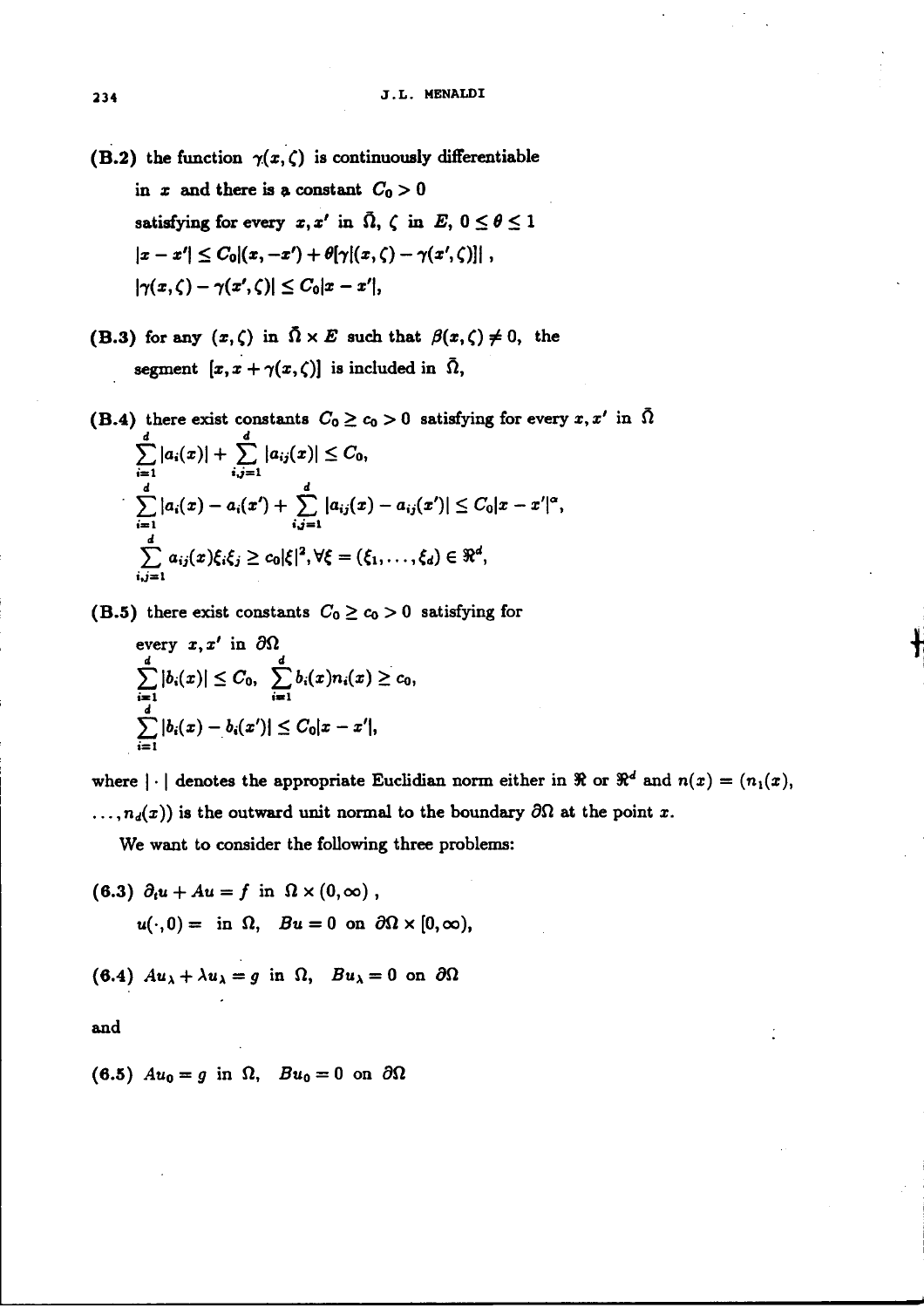**(B.2)** the function $\gamma(x,\zeta)$ is continuously differentiable in $x$ and there is a constant $C_0 > 0$ satisfying for every $x, x'$ in $\bar{\Omega}$, $\zeta$ in $E$, $0 \leq \theta \leq 1$

$$|x - x'| \leq C_0 |(x, -x') + \theta[\gamma|(x,\zeta) - \gamma(x',\zeta)]| \, ,$$

$$|\gamma(x,\zeta) - \gamma(x',\zeta)| \leq C_0 |x - x'|,$$

**(B.3)** for any $(x,\zeta)$ in $\bar{\Omega} \times E$ such that $\beta(x,\zeta) \neq 0$, the segment $[x, x + \gamma(x,\zeta)]$ is included in $\bar{\Omega}$,

**(B.4)** there exist constants $C_0 \geq c_0 > 0$ satisfying for every $x, x'$ in $\bar{\Omega}$

$$\sum_{i=1}^{d} |a_i(x)| + \sum_{i,j=1}^{d} |a_{ij}(x)| \leq C_0,$$

$$\sum_{i=1}^{d} |a_i(x) - a_i(x') + \sum_{i,j=1}^{d} |a_{ij}(x) - a_{ij}(x')| \leq C_0 |x - x'|^{\alpha},$$

$$\sum_{i,j=1}^{d} a_{ij}(x) \xi_i \xi_j \geq c_0 |\xi|^2, \forall \xi = (\xi_1, \ldots, \xi_d) \in \Re^d,$$

**(B.5)** there exist constants $C_0 \geq c_0 > 0$ satisfying for every $x, x'$ in $\partial\Omega$

$$\sum_{i=1}^{d} |b_i(x)| \leq C_0, \ \sum_{i=1}^{d} b_i(x) n_i(x) \geq c_0,$$

$$\sum_{i=1}^{d} |b_i(x) - b_i(x')| \leq C_0 |x - x'|,$$

where $|\cdot|$ denotes the appropriate Euclidian norm either in $\Re$ or $\Re^d$ and $n(x) = (n_1(x), \ldots, n_d(x))$ is the outward unit normal to the boundary $\partial\Omega$ at the point $x$.

We want to consider the following three problems:

**(6.3)** $\partial_t u + Au = f$ in $\Omega \times (0, \infty)$ ,

$u(\cdot, 0) =$ in $\Omega$, $Bu = 0$ on $\partial\Omega \times [0, \infty)$,

**(6.4)** $Au_\lambda + \lambda u_\lambda = g$ in $\Omega$, $Bu_\lambda = 0$ on $\partial\Omega$

and

**(6.5)** $Au_0 = g$ in $\Omega$, $Bu_0 = 0$ on $\partial\Omega$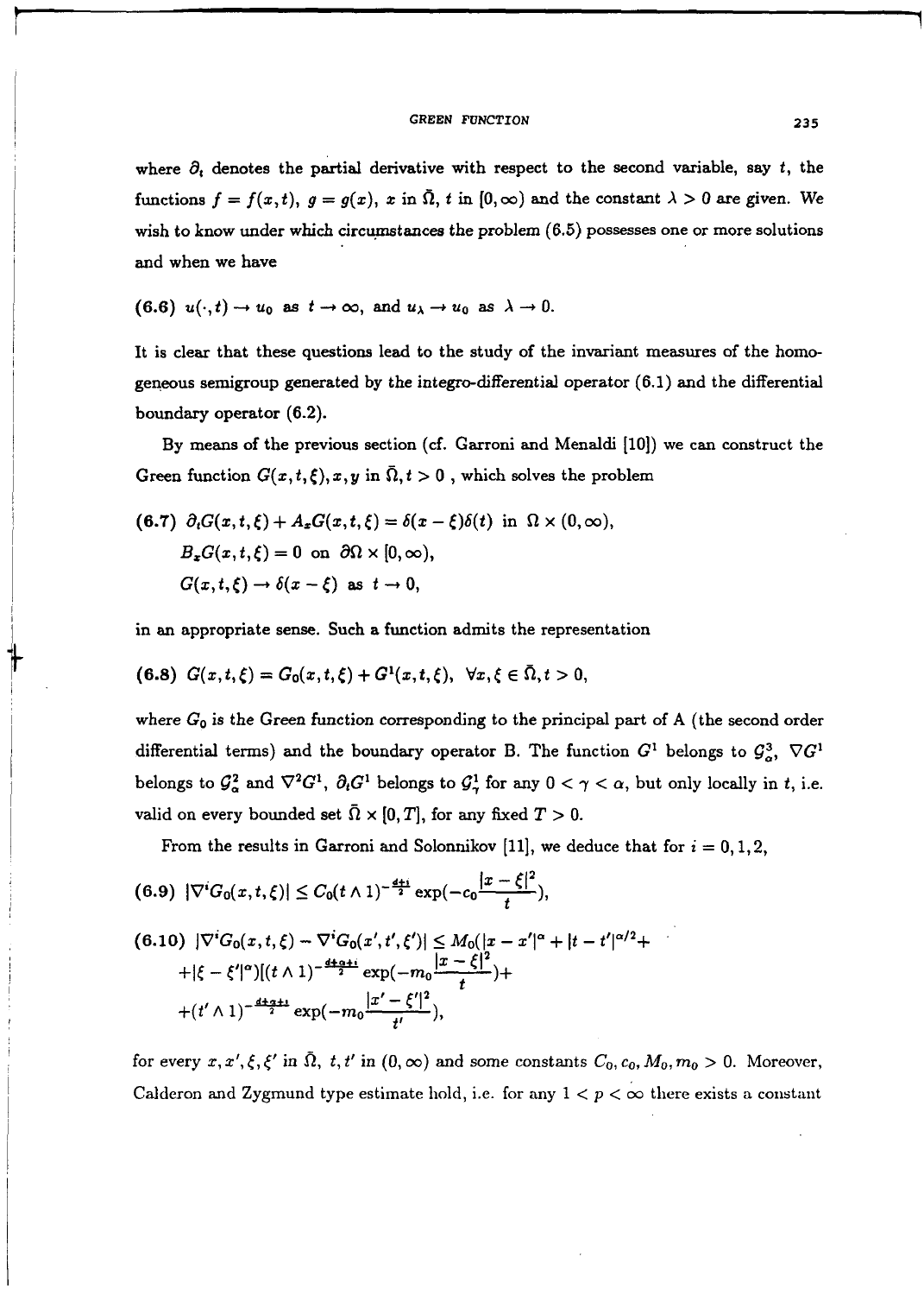where $\partial_t$ denotes the partial derivative with respect to the second variable, say $t$, the functions $f = f(x,t)$, $g = g(x)$, $x$ in $\bar{\Omega}$, $t$ in $[0,\infty)$ and the constant $\lambda > 0$ are given. We wish to know under which circumstances the problem (6.5) possesses one or more solutions and when we have

**(6.6)** $u(\cdot,t) \to u_0$ as $t \to \infty$, and $u_\lambda \to u_0$ as $\lambda \to 0$.

It is clear that these questions lead to the study of the invariant measures of the homogeneous semigroup generated by the integro-differential operator (6.1) and the differential boundary operator (6.2).

By means of the previous section (cf. Garroni and Menaldi [10]) we can construct the Green function $G(x,t,\xi), x, y$ in $\bar{\Omega}, t > 0$ , which solves the problem

**(6.7)**
$$\partial_t G(x,t,\xi) + A_x G(x,t,\xi) = \delta(x-\xi)\delta(t) \text{ in } \Omega \times (0,\infty),$$
$$B_x G(x,t,\xi) = 0 \text{ on } \partial\Omega \times [0,\infty),$$
$$G(x,t,\xi) \to \delta(x-\xi) \text{ as } t \to 0,$$

in an appropriate sense. Such a function admits the representation

**(6.8)** $G(x,t,\xi) = G_0(x,t,\xi) + G^1(x,t,\xi), \quad \forall x,\xi \in \bar{\Omega}, t > 0,$

where $G_0$ is the Green function corresponding to the principal part of A (the second order differential terms) and the boundary operator B. The function $G^1$ belongs to $\mathcal{G}^3_\alpha$, $\nabla G^1$ belongs to $\mathcal{G}^2_\alpha$ and $\nabla^2 G^1$, $\partial_t G^1$ belongs to $\mathcal{G}^1_\gamma$ for any $0 < \gamma < \alpha$, but only locally in $t$, i.e. valid on every bounded set $\bar{\Omega} \times [0,T]$, for any fixed $T > 0$.

From the results in Garroni and Solonnikov [11], we deduce that for $i = 0,1,2$,

**(6.9)** $$|\nabla^i G_0(x,t,\xi)| \le C_0 (t \wedge 1)^{-\frac{d+i}{2}} \exp(-c_0 \frac{|x-\xi|^2}{t}),$$

**(6.10)** $$|\nabla^i G_0(x,t,\xi) - \nabla^i G_0(x',t',\xi')| \le M_0(|x-x'|^\alpha + |t-t'|^{\alpha/2} +$$
$$+ |\xi - \xi'|^\alpha)[(t \wedge 1)^{-\frac{d+\alpha+i}{2}} \exp(-m_0 \frac{|x-\xi|^2}{t}) +$$
$$+ (t' \wedge 1)^{-\frac{d+\alpha+i}{2}} \exp(-m_0 \frac{|x'-\xi'|^2}{t'}),$$

for every $x, x', \xi, \xi'$ in $\bar{\Omega}$, $t, t'$ in $(0,\infty)$ and some constants $C_0, c_0, M_0, m_0 > 0$. Moreover, Calderon and Zygmund type estimate hold, i.e. for any $1 < p < \infty$ there exists a constant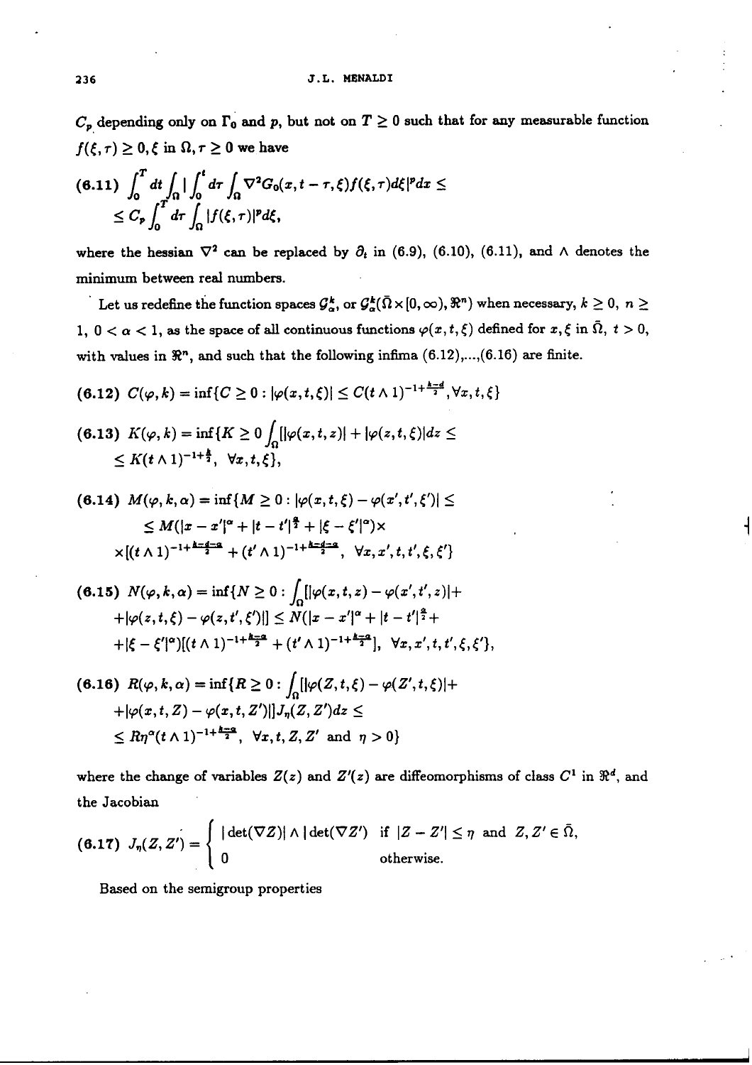$C_p$ depending only on $\Gamma_0$ and $p$, but not on $T \geq 0$ such that for any measurable function $f(\xi, \tau) \geq 0, \xi$ in $\Omega, \tau \geq 0$ we have

$$
\text{(6.11)} \quad \int_0^T dt \int_\Omega \left| \int_0^t d\tau \int_\Omega \nabla^2 G_0(x, t-\tau, \xi) f(\xi, \tau) d\xi \right|^p dx \leq \\
\leq C_p \int_0^T d\tau \int_\Omega |f(\xi, \tau)|^p d\xi,
$$

where the hessian $\nabla^2$ can be replaced by $\partial_t$ in (6.9), (6.10), (6.11), and $\wedge$ denotes the minimum between real numbers.

Let us redefine the function spaces $\mathcal{G}_\alpha^k$, or $\mathcal{G}_\alpha^k(\bar{\Omega} \times [0, \infty), \Re^n)$ when necessary, $k \geq 0$, $n \geq 1$, $0 < \alpha < 1$, as the space of all continuous functions $\varphi(x, t, \xi)$ defined for $x, \xi$ in $\bar{\Omega}$, $t > 0$, with values in $\Re^n$, and such that the following infima (6.12),...,(6.16) are finite.

$$
\text{(6.12)} \quad C(\varphi, k) = \inf\{C \geq 0 : |\varphi(x, t, \xi)| \leq C(t \wedge 1)^{-1+\frac{k-d}{2}}, \forall x, t, \xi\}
$$

$$
\text{(6.13)} \quad K(\varphi, k) = \inf\{K \geq 0 \int_\Omega [|\varphi(x, t, z)| + |\varphi(z, t, \xi)| dz \leq \\
\leq K(t \wedge 1)^{-1+\frac{k}{2}}, \ \forall x, t, \xi\},
$$

$$
\text{(6.14)} \quad M(\varphi, k, \alpha) = \inf\{M \geq 0 : |\varphi(x, t, \xi) - \varphi(x', t', \xi')| \leq \\
\leq M(|x - x'|^\alpha + |t - t'|^{\frac{\alpha}{2}} + |\xi - \xi'|^\alpha) \times \\
\times [(t \wedge 1)^{-1+\frac{k-d-\alpha}{2}} + (t' \wedge 1)^{-1+\frac{k-d-\alpha}{2}}, \ \forall x, x', t, t', \xi, \xi'\}
$$

$$
\text{(6.15)} \quad N(\varphi, k, \alpha) = \inf\{N \geq 0 : \int_\Omega [|\varphi(x, t, z) - \varphi(x', t', z)| + \\
+ |\varphi(z, t, \xi) - \varphi(z, t', \xi')|] \leq N(|x - x'|^\alpha + |t - t'|^{\frac{\alpha}{2}} + \\
+ |\xi - \xi'|^\alpha)[(t \wedge 1)^{-1+\frac{k-\alpha}{2}} + (t' \wedge 1)^{-1+\frac{k-\alpha}{2}}], \ \forall x, x', t, t', \xi, \xi'\},
$$

$$
\text{(6.16)} \quad R(\varphi, k, \alpha) = \inf\{R \geq 0 : \int_\Omega [|\varphi(Z, t, \xi) - \varphi(Z', t, \xi)| + \\
+ |\varphi(x, t, Z) - \varphi(x, t, Z')|] J_\eta(Z, Z') dz \leq \\
\leq R\eta^\alpha (t \wedge 1)^{-1+\frac{k-\alpha}{2}}, \ \forall x, t, Z, Z' \text{ and } \eta > 0\}
$$

where the change of variables $Z(z)$ and $Z'(z)$ are diffeomorphisms of class $C^1$ in $\Re^d$, and the Jacobian

$$
\text{(6.17)} \quad J_\eta(Z, Z') = \begin{cases} |\det(\nabla Z)| \wedge |\det(\nabla Z') & \text{if } |Z - Z'| \leq \eta \text{ and } Z, Z' \in \bar{\Omega}, \\ 0 & \text{otherwise.} \end{cases}
$$

Based on the semigroup properties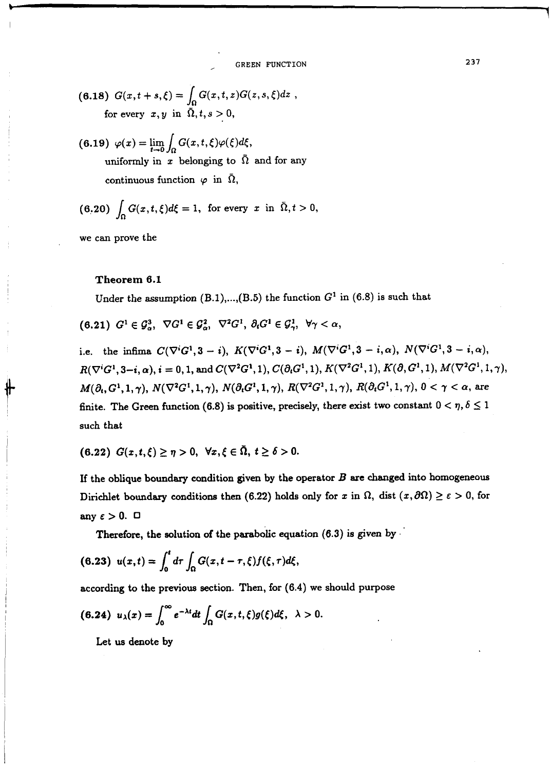(6.18) $G(x,t+s,\xi) = \int_\Omega G(x,t,z)G(z,s,\xi)dz$ ,

for every $x, y$ in $\bar{\Omega}, t, s > 0$,

(6.19) $\varphi(x) = \lim_{t\to 0} \int_\Omega G(x,t,\xi)\varphi(\xi)d\xi$,

uniformly in $x$ belonging to $\bar{\Omega}$ and for any

continuous function $\varphi$ in $\bar{\Omega}$,

(6.20) $\int_\Omega G(x,t,\xi)d\xi = 1$, for every $x$ in $\bar{\Omega}, t > 0$,

we can prove the

**Theorem 6.1**

Under the assumption (B.1),...,(B.5) the function $G^1$ in (6.8) is such that

**(6.21)** $G^1 \in \mathcal{G}^3_\alpha$, $\nabla G^1 \in \mathcal{G}^2_\alpha$, $\nabla^2 G^1$, $\partial_t G^1 \in \mathcal{G}^1_\gamma$, $\forall \gamma < \alpha$,

i.e. the infima $C(\nabla^i G^1, 3-i)$, $K(\nabla^i G^1, 3-i)$, $M(\nabla^i G^1, 3-i, \alpha)$, $N(\nabla^i G^1, 3-i, \alpha)$, $R(\nabla^i G^1, 3-i, \alpha)$, $i = 0, 1$, and $C(\nabla^2 G^1, 1)$, $C(\partial_t G^1, 1)$, $K(\nabla^2 G^1, 1)$, $K(\partial, G^1, 1)$, $M(\nabla^2 G^1, 1, \gamma)$, $M(\partial_t, G^1, 1, \gamma)$, $N(\nabla^2 G^1, 1, \gamma)$, $N(\partial_t G^1, 1, \gamma)$, $R(\nabla^2 G^1, 1, \gamma)$, $R(\partial_t G^1, 1, \gamma)$, $0 < \gamma < \alpha$, are finite. The Green function (6.8) is positive, precisely, there exist two constant $0 < \eta, \delta \leq 1$ such that

**(6.22)** $G(x,t,\xi) \geq \eta > 0$, $\forall x, \xi \in \bar{\Omega}$, $t \geq \delta > 0$.

If the oblique boundary condition given by the operator $B$ are changed into homogeneous Dirichlet boundary conditions then (6.22) holds only for $x$ in $\Omega$, dist $(x, \partial\Omega) \geq \varepsilon > 0$, for any $\varepsilon > 0$. □

Therefore, the solution of the parabolic equation (6.3) is given by

**(6.23)** $u(x,t) = \int_0^t d\tau \int_\Omega G(x, t-\tau, \xi) f(\xi, \tau) d\xi$,

according to the previous section. Then, for (6.4) we should purpose

**(6.24)** $u_\lambda(x) = \int_0^\infty e^{-\lambda t} dt \int_\Omega G(x,t,\xi) g(\xi) d\xi$, $\lambda > 0$.

Let us denote by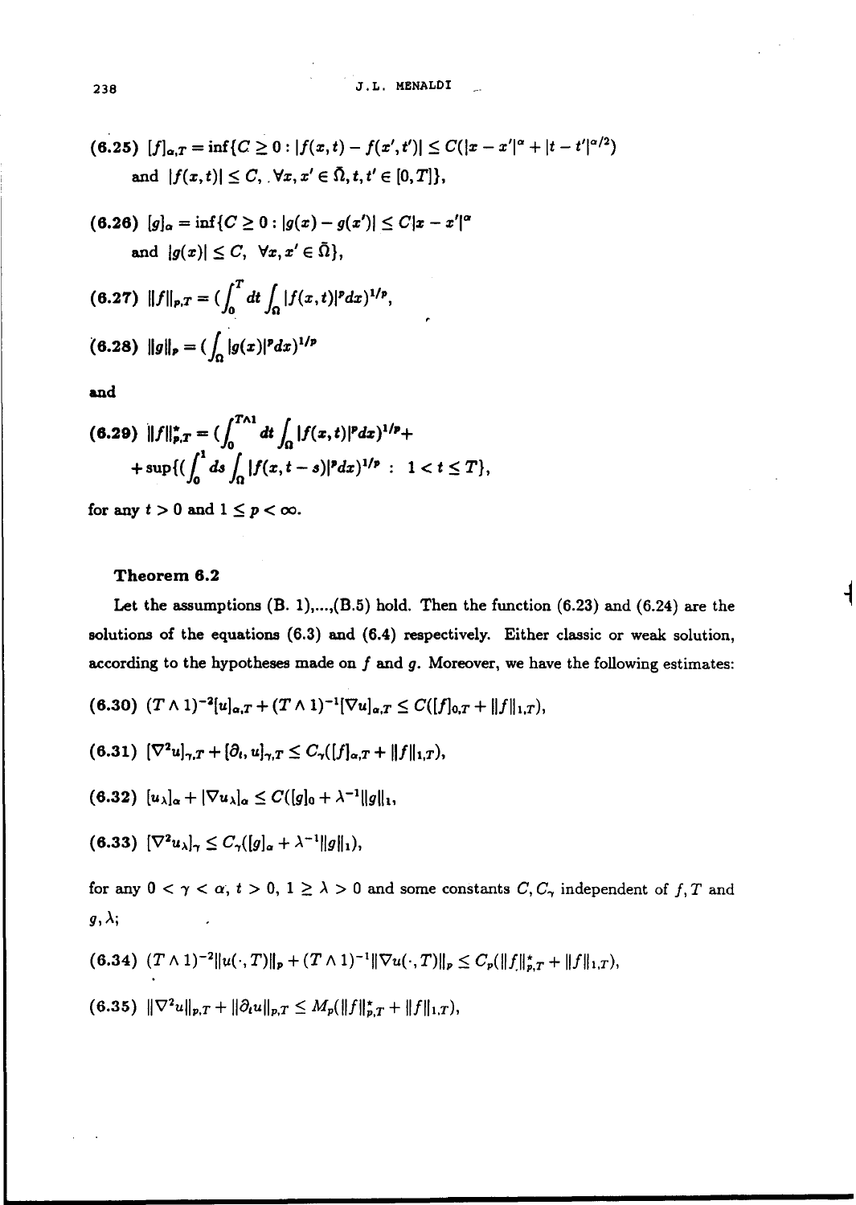(6.25) $[f]_{\alpha,T} = \inf\{C \geq 0 : |f(x,t) - f(x',t')| \leq C(|x - x'|^\alpha + |t - t'|^{\alpha/2})$ and $|f(x,t)| \leq C, \forall x, x' \in \bar{\Omega}, t, t' \in [0,T]\}$,

(6.26) $[g]_\alpha = \inf\{C \geq 0 : |g(x) - g(x')| \leq C|x - x'|^\alpha$ and $|g(x)| \leq C, \forall x, x' \in \bar{\Omega}\}$,

(6.27) $\|f\|_{p,T} = (\int_0^T dt \int_\Omega |f(x,t)|^p dx)^{1/p}$,

(6.28) $\|g\|_p = (\int_\Omega |g(x)|^p dx)^{1/p}$

and

(6.29) $\|f\|^*_{p,T} = (\int_0^{T\wedge 1} dt \int_\Omega |f(x,t)|^p dx)^{1/p} + \sup\{(\int_0^1 ds \int_\Omega |f(x,t-s)|^p dx)^{1/p} : 1 < t \leq T\}$,

for any $t > 0$ and $1 \leq p < \infty$.

**Theorem 6.2**

Let the assumptions (B. 1),...,(B.5) hold. Then the function (6.23) and (6.24) are the solutions of the equations (6.3) and (6.4) respectively. Either classic or weak solution, according to the hypotheses made on $f$ and $g$. Moreover, we have the following estimates:

(6.30) $(T \wedge 1)^{-2}[u]_{\alpha,T} + (T \wedge 1)^{-1}[\nabla u]_{\alpha,T} \leq C([f]_{0,T} + \|f\|_{1,T})$,

(6.31) $[\nabla^2 u]_{\gamma,T} + [\partial_t u]_{\gamma,T} \leq C_\gamma([f]_{\alpha,T} + \|f\|_{1,T})$,

(6.32) $[u_\lambda]_\alpha + |\nabla u_\lambda|_\alpha \leq C([g]_0 + \lambda^{-1}\|g\|_1$,

(6.33) $[\nabla^2 u_\lambda]_\gamma \leq C_\gamma([g]_\alpha + \lambda^{-1}\|g\|_1)$,

for any $0 < \gamma < \alpha$, $t > 0$, $1 \geq \lambda > 0$ and some constants $C, C_\gamma$ independent of $f, T$ and $g, \lambda$;

(6.34) $(T \wedge 1)^{-2}\|u(\cdot,T)\|_p + (T \wedge 1)^{-1}\|\nabla u(\cdot,T)\|_p \leq C_p(\|f\|^*_{p,T} + \|f\|_{1,T})$,

(6.35) $\|\nabla^2 u\|_{p,T} + \|\partial_t u\|_{p,T} \leq M_p(\|f\|^*_{p,T} + \|f\|_{1,T})$,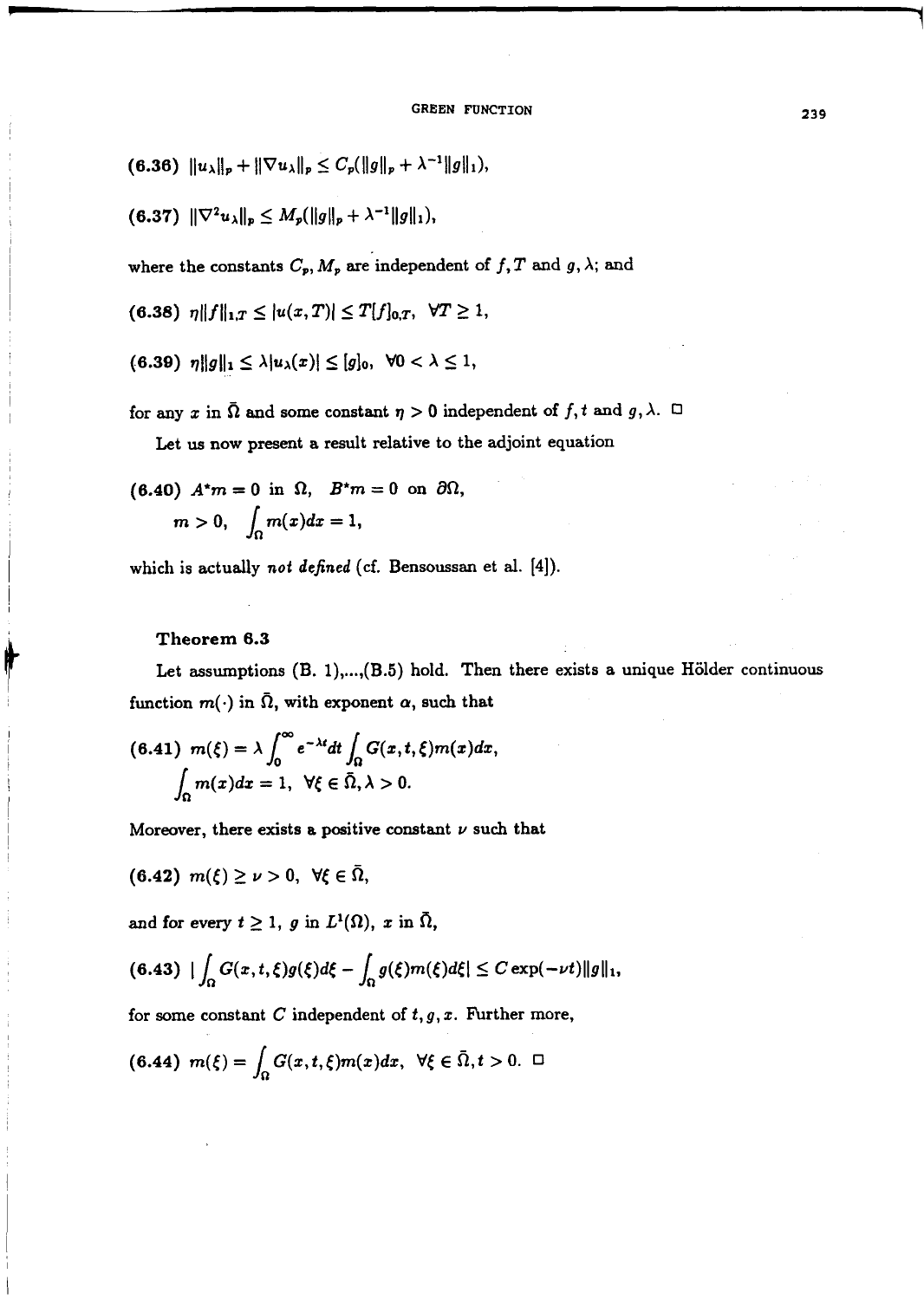$$\text{(6.36)} \quad \|u_\lambda\|_p + \|\nabla u_\lambda\|_p \leq C_p(\|g\|_p + \lambda^{-1}\|g\|_1),$$

$$\text{(6.37)} \quad \|\nabla^2 u_\lambda\|_p \leq M_p(\|g\|_p + \lambda^{-1}\|g\|_1),$$

where the constants $C_p, M_p$ are independent of $f, T$ and $g, \lambda$; and

$$\text{(6.38)} \quad \eta\|f\|_{1,T} \leq |u(x,T)| \leq T[f]_{0,T}, \quad \forall T \geq 1,$$

$$\text{(6.39)} \quad \eta\|g\|_1 \leq \lambda|u_\lambda(x)| \leq [g]_0, \quad \forall 0 < \lambda \leq 1,$$

for any $x$ in $\bar{\Omega}$ and some constant $\eta > 0$ independent of $f, t$ and $g, \lambda$. □

Let us now present a result relative to the adjoint equation

$$\text{(6.40)} \quad A^* m = 0 \text{ in } \Omega, \quad B^* m = 0 \text{ on } \partial\Omega,$$
$$m > 0, \quad \int_\Omega m(x)dx = 1,$$

which is actually *not defined* (cf. Bensoussan et al. [4]).

**Theorem 6.3**

Let assumptions (B. 1),...,(B.5) hold. Then there exists a unique Hölder continuous function $m(\cdot)$ in $\bar{\Omega}$, with exponent $\alpha$, such that

$$\text{(6.41)} \quad m(\xi) = \lambda \int_0^\infty e^{-\lambda t} dt \int_\Omega G(x,t,\xi) m(x) dx,$$
$$\int_\Omega m(x)dx = 1, \quad \forall \xi \in \bar{\Omega}, \lambda > 0.$$

Moreover, there exists a positive constant $\nu$ such that

$$\text{(6.42)} \quad m(\xi) \geq \nu > 0, \quad \forall \xi \in \bar{\Omega},$$

and for every $t \geq 1$, $g$ in $L^1(\Omega)$, $x$ in $\bar{\Omega}$,

$$\text{(6.43)} \quad \left| \int_\Omega G(x,t,\xi) g(\xi) d\xi - \int_\Omega g(\xi) m(\xi) d\xi \right| \leq C \exp(-\nu t)\|g\|_1,$$

for some constant $C$ independent of $t, g, x$. Further more,

$$\text{(6.44)} \quad m(\xi) = \int_\Omega G(x,t,\xi) m(x) dx, \quad \forall \xi \in \bar{\Omega}, t > 0. \quad \square$$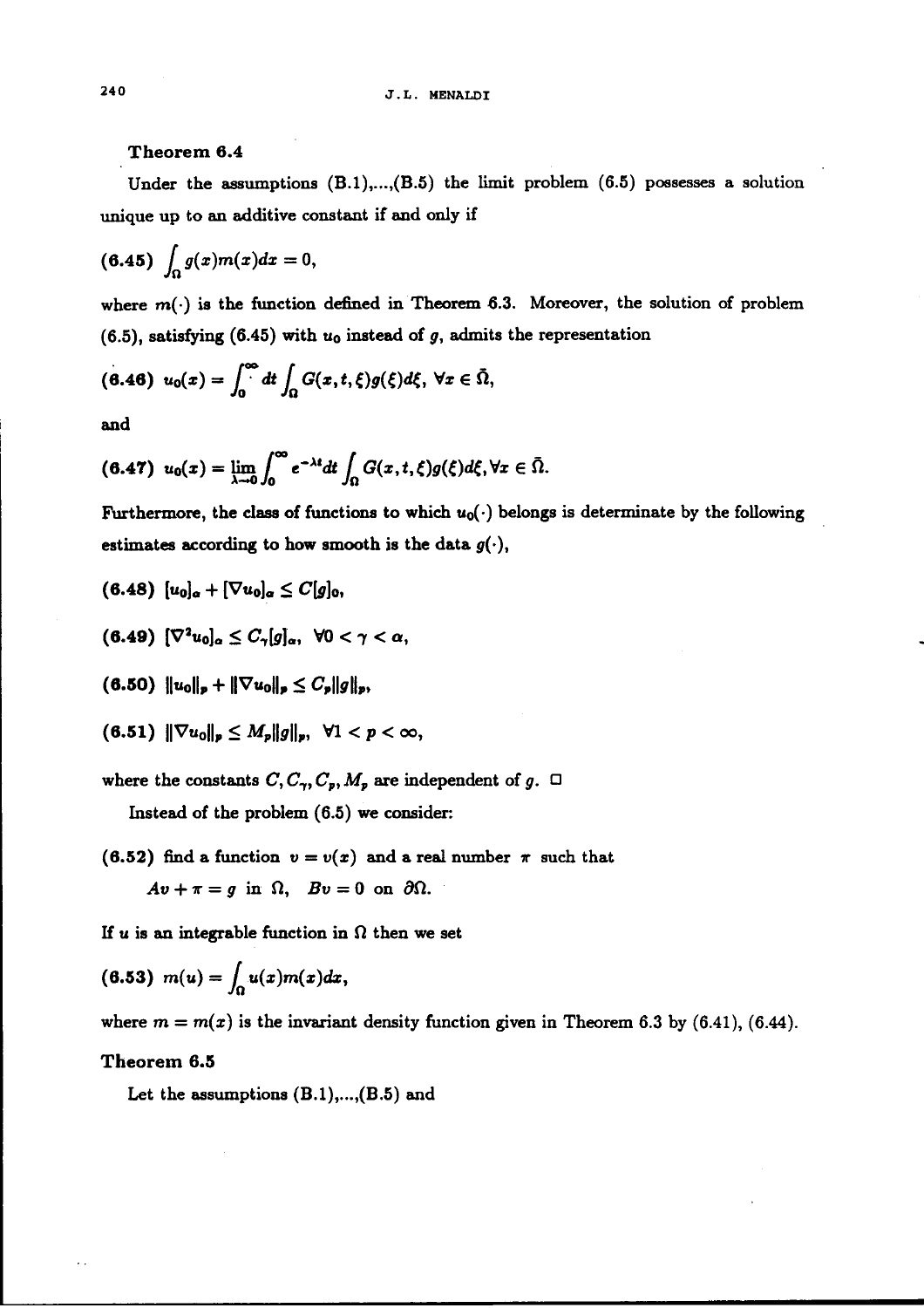**Theorem 6.4**

Under the assumptions (B.1),...,(B.5) the limit problem (6.5) possesses a solution unique up to an additive constant if and only if

$$\text{(6.45)}\quad \int_\Omega g(x)m(x)dx = 0,$$

where $m(\cdot)$ is the function defined in Theorem 6.3. Moreover, the solution of problem (6.5), satisfying (6.45) with $u_0$ instead of $g$, admits the representation

$$\text{(6.46)}\quad u_0(x) = \int_0^\infty dt \int_\Omega G(x,t,\xi)g(\xi)d\xi,\ \forall x \in \bar{\Omega},$$

and

$$\text{(6.47)}\quad u_0(x) = \lim_{\lambda \to 0} \int_0^\infty e^{-\lambda t} dt \int_\Omega G(x,t,\xi)g(\xi)d\xi, \forall x \in \bar{\Omega}.$$

Furthermore, the class of functions to which $u_0(\cdot)$ belongs is determinate by the following estimates according to how smooth is the data $g(\cdot)$,

$$\text{(6.48)}\quad [u_0]_\alpha + [\nabla u_0]_\alpha \leq C[g]_0,$$

$$\text{(6.49)}\quad [\nabla^2 u_0]_\alpha \leq C_\gamma [g]_\alpha,\ \forall 0 < \gamma < \alpha,$$

$$\text{(6.50)}\quad \|u_0\|_p + \|\nabla u_0\|_p \leq C_p \|g\|_p,$$

$$\text{(6.51)}\quad \|\nabla u_0\|_p \leq M_p \|g\|_p,\ \forall 1 < p < \infty,$$

where the constants $C, C_\gamma, C_p, M_p$ are independent of $g$. □

Instead of the problem (6.5) we consider:

(6.52) find a function $v = v(x)$ and a real number $\pi$ such that
$Av + \pi = g$ in $\Omega$, $Bv = 0$ on $\partial\Omega$.

If $u$ is an integrable function in $\Omega$ then we set

$$\text{(6.53)}\quad m(u) = \int_\Omega u(x)m(x)dx,$$

where $m = m(x)$ is the invariant density function given in Theorem 6.3 by (6.41), (6.44).

**Theorem 6.5**

Let the assumptions (B.1),...,(B.5) and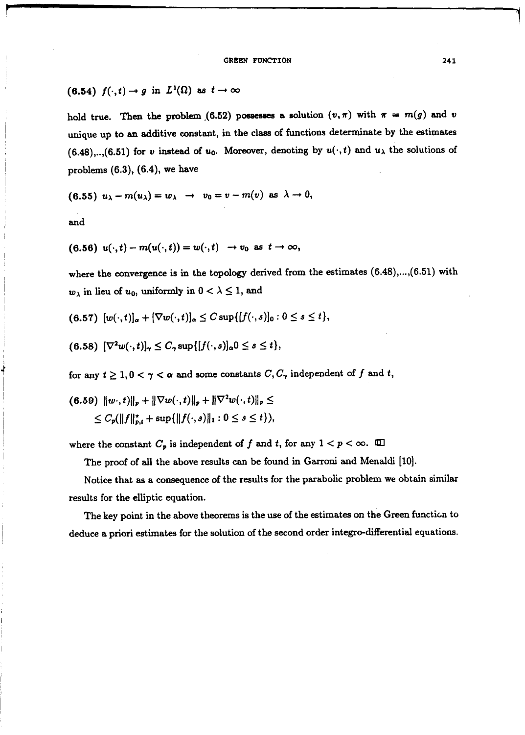(6.54) $f(\cdot, t) \to g$ in $L^1(\Omega)$ as $t \to \infty$

hold true. Then the problem (6.52) possesses a solution $(v, \pi)$ with $\pi = m(g)$ and $v$ unique up to an additive constant, in the class of functions determinate by the estimates (6.48),..,(6.51) for $v$ instead of $u_0$. Moreover, denoting by $u(\cdot, t)$ and $u_\lambda$ the solutions of problems (6.3), (6.4), we have

(6.55) $u_\lambda - m(u_\lambda) = w_\lambda \;\; \to \;\; v_0 = v - m(v)$ as $\lambda \to 0$,

and

(6.56) $u(\cdot, t) - m(u(\cdot, t)) = w(\cdot, t) \;\; \to v_0$ as $t \to \infty$,

where the convergence is in the topology derived from the estimates (6.48),...,(6.51) with $w_\lambda$ in lieu of $u_0$, uniformly in $0 < \lambda \leq 1$, and

(6.57) $[w(\cdot, t)]_\alpha + [\nabla w(\cdot, t)]_\alpha \leq C \sup\{[f(\cdot, s)]_0 : 0 \leq s \leq t\}$,

(6.58) $[\nabla^2 w(\cdot, t)]_\gamma \leq C_\gamma \sup\{[f(\cdot, s)]_\alpha 0 \leq s \leq t\}$,

for any $t \geq 1, 0 < \gamma < \alpha$ and some constants $C, C_\gamma$ independent of $f$ and $t$,

(6.59) $\|w\cdot, t)\|_p + \|\nabla w(\cdot, t)\|_p + \|\nabla^2 w(\cdot, t)\|_p \leq$
$\leq C_p(\|f\|^*_{p,t} + \sup\{\|f(\cdot, s)\|_1 : 0 \leq s \leq t\})$,

where the constant $C_p$ is independent of $f$ and $t$, for any $1 < p < \infty$. ◫

The proof of all the above results can be found in Garroni and Menaldi [10].

Notice that as a consequence of the results for the parabolic problem we obtain similar results for the elliptic equation.

The key point in the above theorems is the use of the estimates on the Green function to deduce a priori estimates for the solution of the second order integro-differential equations.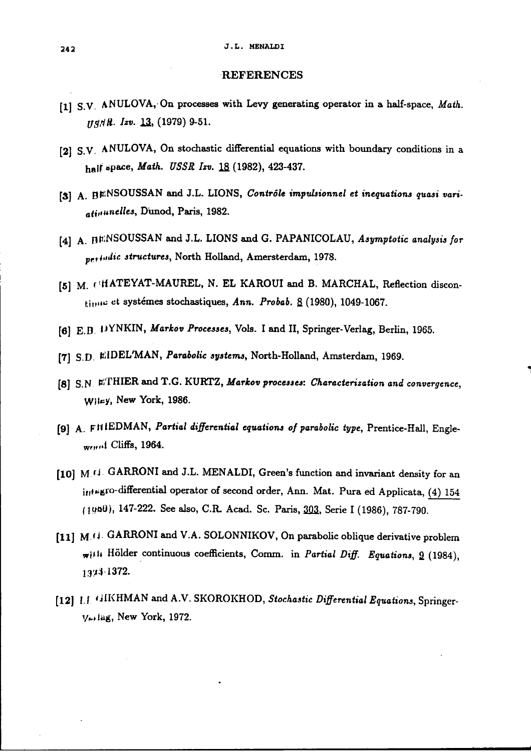## REFERENCES

[1] S.V. ANULOVA, On processes with Levy generating operator in a half-space, *Math. USSR. Izv.* 13, (1979) 9-51.

[2] S.V. ANULOVA, On stochastic differential equations with boundary conditions in a half space, *Math. USSR Izv.* 18 (1982), 423-437.

[3] A. BENSOUSSAN and J.L. LIONS, *Contrôle impulsionnel et inequations quasi variationnelles*, Dunod, Paris, 1982.

[4] A. BENSOUSSAN and J.L. LIONS and G. PAPANICOLAU, *Asymptotic analysis for periodic structures*, North Holland, Amersterdam, 1978.

[5] M. CHATEYAT-MAUREL, N. EL KAROUI and B. MARCHAL, Reflection discontinue et systémes stochastiques, *Ann. Probab.* 8 (1980), 1049-1067.

[6] E.B. DYNKIN, *Markov Processes*, Vols. I and II, Springer-Verlag, Berlin, 1965.

[7] S.D. EIDEL'MAN, *Parabolic systems*, North-Holland, Amsterdam, 1969.

[8] S.N. ETHIER and T.G. KURTZ, *Markov processes: Characterization and convergence*, Wiley, New York, 1986.

[9] A. FRIEDMAN, *Partial differential equations of parabolic type*, Prentice-Hall, Englewood Cliffs, 1964.

[10] M.G. GARRONI and J.L. MENALDI, Green's function and invariant density for an integro-differential operator of second order, Ann. Mat. Pura ed Applicata, (4) 154 (1989), 147-222. See also, C.R. Acad. Sc. Paris, 303, Serie I (1986), 787-790.

[11] M.G. GARRONI and V.A. SOLONNIKOV, On parabolic oblique derivative problem with Hölder continuous coefficients, Comm. in *Partial Diff. Equations*, 9 (1984), 1323-1372.

[12] I.I. GIKHMAN and A.V. SKOROKHOD, *Stochastic Differential Equations*, Springer-Verlag, New York, 1972.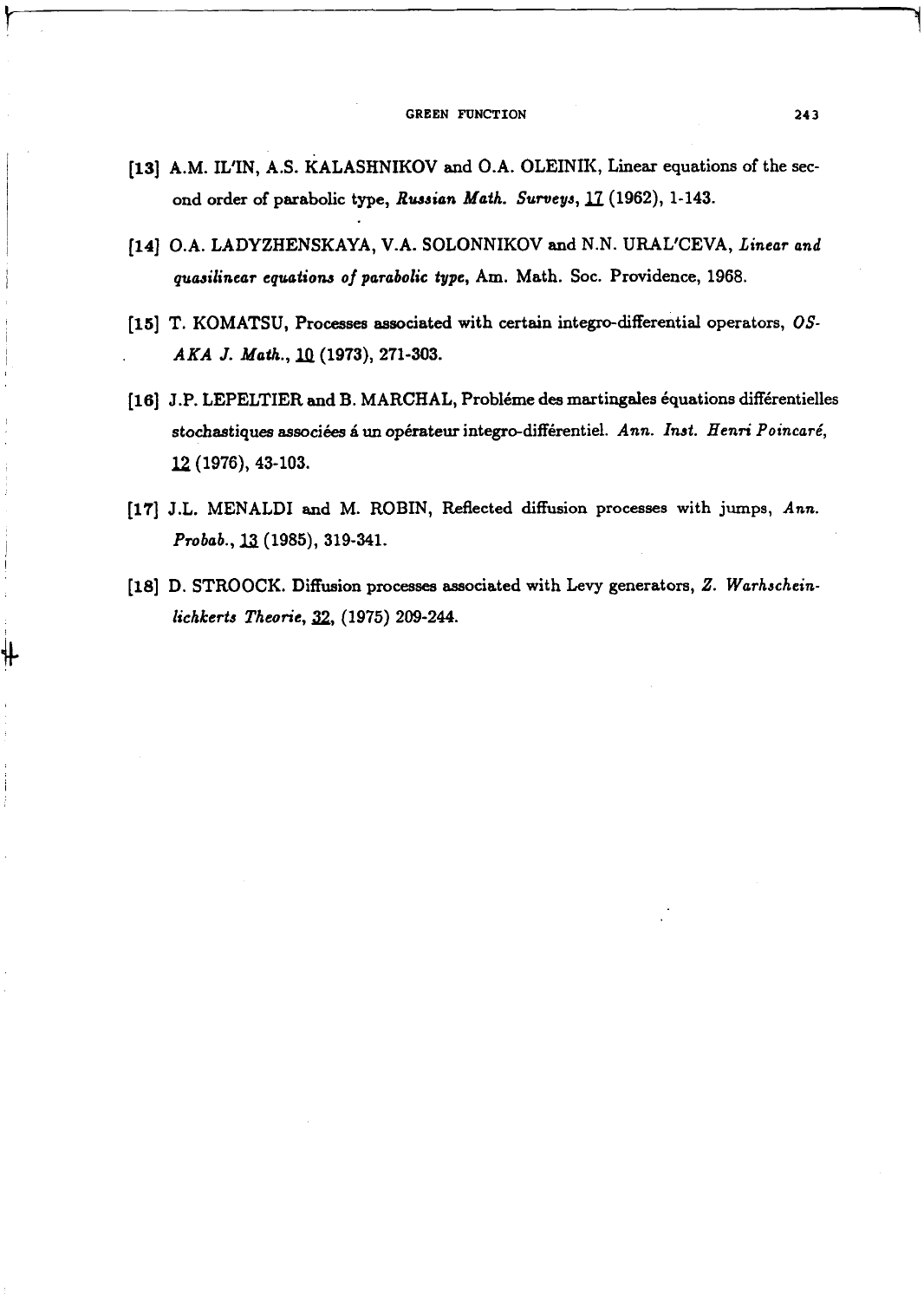[13] A.M. IL'IN, A.S. KALASHNIKOV and O.A. OLEINIK, Linear equations of the second order of parabolic type, ***Russian Math. Surveys***, 17 (1962), 1-143.

[14] O.A. LADYZHENSKAYA, V.A. SOLONNIKOV and N.N. URAL'CEVA, *Linear and quasilinear equations of parabolic type*, Am. Math. Soc. Providence, 1968.

[15] T. KOMATSU, Processes associated with certain integro-differential operators, *OSAKA J. Math.*, 10 (1973), 271-303.

[16] J.P. LEPELTIER and B. MARCHAL, Probléme des martingales équations différentielles stochastiques associées á un opérateur integro-différentiel. *Ann. Inst. Henri Poincaré*, 12 (1976), 43-103.

[17] J.L. MENALDI and M. ROBIN, Reflected diffusion processes with jumps, *Ann. Probab.*, 13 (1985), 319-341.

[18] D. STROOCK. Diffusion processes associated with Levy generators, *Z. Warhscheinlichkerts Theorie*, 32, (1975) 209-244.